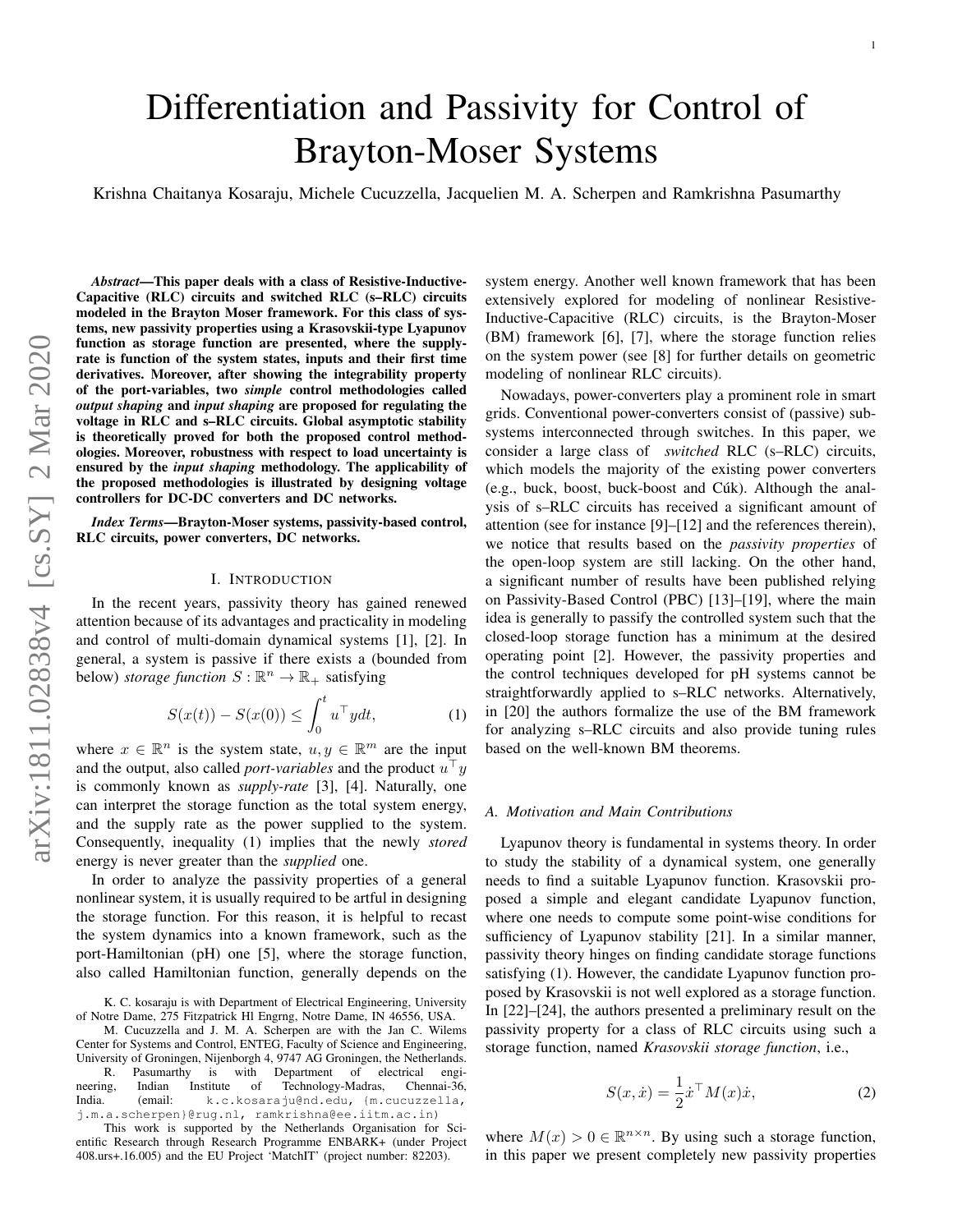# Differentiation and Passivity for Control of Brayton-Moser Systems

Krishna Chaitanya Kosaraju, Michele Cucuzzella, Jacquelien M. A. Scherpen and Ramkrishna Pasumarthy

***Abstract*—This paper deals with a class of Resistive-Inductive-Capacitive (RLC) circuits and switched RLC (s–RLC) circuits modeled in the Brayton Moser framework. For this class of systems, new passivity properties using a Krasovskii-type Lyapunov function as storage function are presented, where the supply-rate is function of the system states, inputs and their first time derivatives. Moreover, after showing the integrability property of the port-variables, two *simple* control methodologies called *output shaping* and *input shaping* are proposed for regulating the voltage in RLC and s–RLC circuits. Global asymptotic stability is theoretically proved for both the proposed control methodologies. Moreover, robustness with respect to load uncertainty is ensured by the *input shaping* methodology. The applicability of the proposed methodologies is illustrated by designing voltage controllers for DC-DC converters and DC networks.**

***Index Terms*—Brayton-Moser systems, passivity-based control, RLC circuits, power converters, DC networks.**

## I. Introduction

In the recent years, passivity theory has gained renewed attention because of its advantages and practicality in modeling and control of multi-domain dynamical systems [1], [2]. In general, a system is passive if there exists a (bounded from below) *storage function* $S : \mathbb{R}^n \to \mathbb{R}_+$ satisfying

$$S(x(t)) - S(x(0)) \leq \int_0^t u^\top y dt, \tag{1}$$

where $x \in \mathbb{R}^n$ is the system state, $u, y \in \mathbb{R}^m$ are the input and the output, also called *port-variables* and the product $u^\top y$ is commonly known as *supply-rate* [3], [4]. Naturally, one can interpret the storage function as the total system energy, and the supply rate as the power supplied to the system. Consequently, inequality (1) implies that the newly *stored* energy is never greater than the *supplied* one.

In order to analyze the passivity properties of a general nonlinear system, it is usually required to be artful in designing the storage function. For this reason, it is helpful to recast the system dynamics into a known framework, such as the port-Hamiltonian (pH) one [5], where the storage function, also called Hamiltonian function, generally depends on the system energy. Another well known framework that has been extensively explored for modeling of nonlinear Resistive-Inductive-Capacitive (RLC) circuits, is the Brayton-Moser (BM) framework [6], [7], where the storage function relies on the system power (see [8] for further details on geometric modeling of nonlinear RLC circuits).

Nowadays, power-converters play a prominent role in smart grids. Conventional power-converters consist of (passive) subsystems interconnected through switches. In this paper, we consider a large class of *switched* RLC (s–RLC) circuits, which models the majority of the existing power converters (e.g., buck, boost, buck-boost and Cúk). Although the analysis of s–RLC circuits has received a significant amount of attention (see for instance [9]–[12] and the references therein), we notice that results based on the *passivity properties* of the open-loop system are still lacking. On the other hand, a significant number of results have been published relying on Passivity-Based Control (PBC) [13]–[19], where the main idea is generally to passify the controlled system such that the closed-loop storage function has a minimum at the desired operating point [2]. However, the passivity properties and the control techniques developed for pH systems cannot be straightforwardly applied to s–RLC networks. Alternatively, in [20] the authors formalize the use of the BM framework for analyzing s–RLC circuits and also provide tuning rules based on the well-known BM theorems.

### A. Motivation and Main Contributions

Lyapunov theory is fundamental in systems theory. In order to study the stability of a dynamical system, one generally needs to find a suitable Lyapunov function. Krasovskii proposed a simple and elegant candidate Lyapunov function, where one needs to compute some point-wise conditions for sufficiency of Lyapunov stability [21]. In a similar manner, passivity theory hinges on finding candidate storage functions satisfying (1). However, the candidate Lyapunov function proposed by Krasovskii is not well explored as a storage function. In [22]–[24], the authors presented a preliminary result on the passivity property for a class of RLC circuits using such a storage function, named *Krasovskii storage function*, i.e.,

$$S(x, \dot{x}) = \frac{1}{2}\dot{x}^\top M(x)\dot{x}, \tag{2}$$

where $M(x) > 0 \in \mathbb{R}^{n\times n}$. By using such a storage function, in this paper we present completely new passivity properties

K. C. kosaraju is with Department of Electrical Engineering, University of Notre Dame, 275 Fitzpatrick Hl Engrng, Notre Dame, IN 46556, USA.

M. Cucuzzella and J. M. A. Scherpen are with the Jan C. Wilems Center for Systems and Control, ENTEG, Faculty of Science and Engineering, University of Groningen, Nijenborgh 4, 9747 AG Groningen, the Netherlands.

R. Pasumarthy is with Department of electrical engineering, Indian Institute of Technology-Madras, Chennai-36, India. (email: k.c.kosaraju@nd.edu, {m.cucuzzella, j.m.a.scherpen}@rug.nl, ramkrishna@ee.iitm.ac.in)

This work is supported by the Netherlands Organisation for Scientific Research through Research Programme ENBARK+ (under Project 408.urs+.16.005) and the EU Project 'MatchIT' (project number: 82203).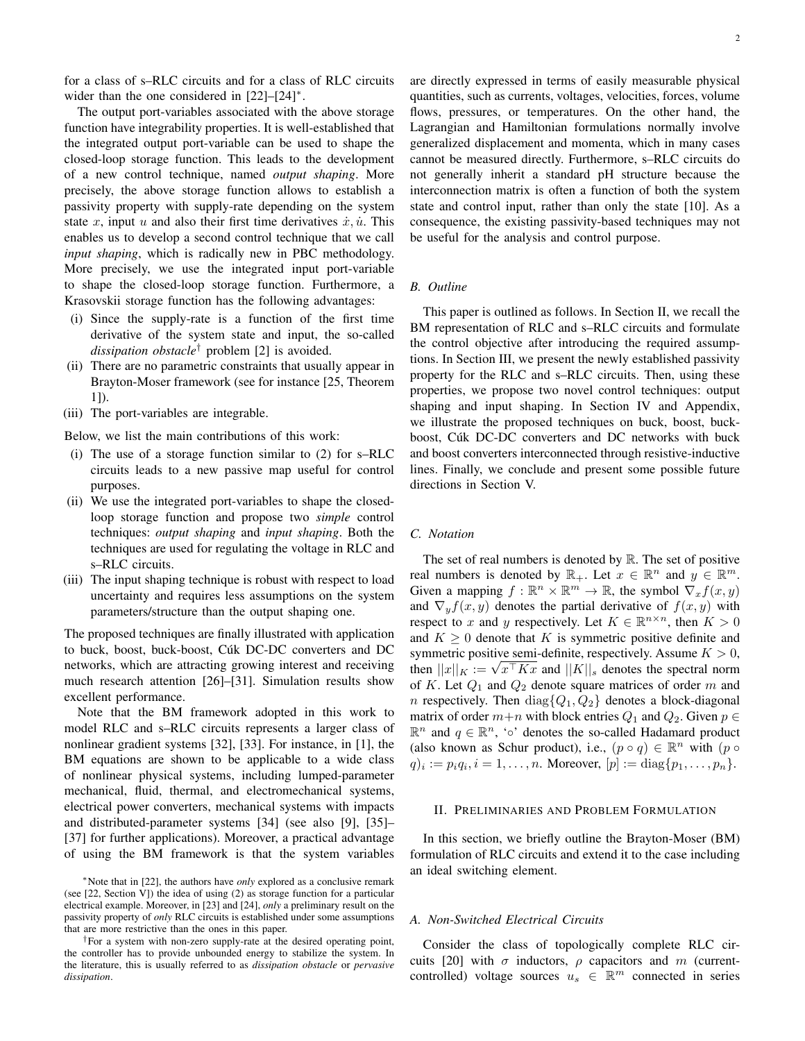for a class of s–RLC circuits and for a class of RLC circuits wider than the one considered in [22]–[24]*.

The output port-variables associated with the above storage function have integrability properties. It is well-established that the integrated output port-variable can be used to shape the closed-loop storage function. This leads to the development of a new control technique, named *output shaping*. More precisely, the above storage function allows to establish a passivity property with supply-rate depending on the system state $x$, input $u$ and also their first time derivatives $\dot{x}, \dot{u}$. This enables us to develop a second control technique that we call *input shaping*, which is radically new in PBC methodology. More precisely, we use the integrated input port-variable to shape the closed-loop storage function. Furthermore, a Krasovskii storage function has the following advantages:

(i) Since the supply-rate is a function of the first time derivative of the system state and input, the so-called *dissipation obstacle*† problem [2] is avoided.
(ii) There are no parametric constraints that usually appear in Brayton-Moser framework (see for instance [25, Theorem 1]).
(iii) The port-variables are integrable.

Below, we list the main contributions of this work:

(i) The use of a storage function similar to (2) for s–RLC circuits leads to a new passive map useful for control purposes.
(ii) We use the integrated port-variables to shape the closed-loop storage function and propose two *simple* control techniques: *output shaping* and *input shaping*. Both the techniques are used for regulating the voltage in RLC and s–RLC circuits.
(iii) The input shaping technique is robust with respect to load uncertainty and requires less assumptions on the system parameters/structure than the output shaping one.

The proposed techniques are finally illustrated with application to buck, boost, buck-boost, Cúk DC-DC converters and DC networks, which are attracting growing interest and receiving much research attention [26]–[31]. Simulation results show excellent performance.

Note that the BM framework adopted in this work to model RLC and s–RLC circuits represents a larger class of nonlinear gradient systems [32], [33]. For instance, in [1], the BM equations are shown to be applicable to a wide class of nonlinear physical systems, including lumped-parameter mechanical, fluid, thermal, and electromechanical systems, electrical power converters, mechanical systems with impacts and distributed-parameter systems [34] (see also [9], [35]–[37] for further applications). Moreover, a practical advantage of using the BM framework is that the system variables are directly expressed in terms of easily measurable physical quantities, such as currents, voltages, velocities, forces, volume flows, pressures, or temperatures. On the other hand, the Lagrangian and Hamiltonian formulations normally involve generalized displacement and momenta, which in many cases cannot be measured directly. Furthermore, s–RLC circuits do not generally inherit a standard pH structure because the interconnection matrix is often a function of both the system state and control input, rather than only the state [10]. As a consequence, the existing passivity-based techniques may not be useful for the analysis and control purpose.

### B. Outline

This paper is outlined as follows. In Section II, we recall the BM representation of RLC and s–RLC circuits and formulate the control objective after introducing the required assumptions. In Section III, we present the newly established passivity property for the RLC and s–RLC circuits. Then, using these properties, we propose two novel control techniques: output shaping and input shaping. In Section IV and Appendix, we illustrate the proposed techniques on buck, boost, buck-boost, Cúk DC-DC converters and DC networks with buck and boost converters interconnected through resistive-inductive lines. Finally, we conclude and present some possible future directions in Section V.

### C. Notation

The set of real numbers is denoted by $\mathbb{R}$. The set of positive real numbers is denoted by $\mathbb{R}_+$. Let $x \in \mathbb{R}^n$ and $y \in \mathbb{R}^m$. Given a mapping $f : \mathbb{R}^n \times \mathbb{R}^m \to \mathbb{R}$, the symbol $\nabla_x f(x,y)$ and $\nabla_y f(x,y)$ denotes the partial derivative of $f(x,y)$ with respect to $x$ and $y$ respectively. Let $K \in \mathbb{R}^{n\times n}$, then $K > 0$ and $K \geq 0$ denote that $K$ is symmetric positive definite and symmetric positive semi-definite, respectively. Assume $K > 0$, then $||x||_K := \sqrt{x^\top K x}$ and $||K||_s$ denotes the spectral norm of $K$. Let $Q_1$ and $Q_2$ denote square matrices of order $m$ and $n$ respectively. Then $\text{diag}\{Q_1, Q_2\}$ denotes a block-diagonal matrix of order $m+n$ with block entries $Q_1$ and $Q_2$. Given $p \in \mathbb{R}^n$ and $q \in \mathbb{R}^n$, '$\circ$' denotes the so-called Hadamard product (also known as Schur product), i.e., $(p \circ q) \in \mathbb{R}^n$ with $(p \circ q)_i := p_i q_i, i = 1, \ldots, n$. Moreover, $[p] := \text{diag}\{p_1, \ldots, p_n\}$.

## II. Preliminaries and Problem Formulation

In this section, we briefly outline the Brayton-Moser (BM) formulation of RLC circuits and extend it to the case including an ideal switching element.

### A. Non-Switched Electrical Circuits

Consider the class of topologically complete RLC circuits [20] with $\sigma$ inductors, $\rho$ capacitors and $m$ (current-controlled) voltage sources $u_s \in \mathbb{R}^m$ connected in series

*Note that in [22], the authors have *only* explored as a conclusive remark (see [22, Section V]) the idea of using (2) as storage function for a particular electrical example. Moreover, in [23] and [24], *only* a preliminary result on the passivity property of *only* RLC circuits is established under some assumptions that are more restrictive than the ones in this paper.

†For a system with non-zero supply-rate at the desired operating point, the controller has to provide unbounded energy to stabilize the system. In the literature, this is usually referred to as *dissipation obstacle* or *pervasive dissipation*.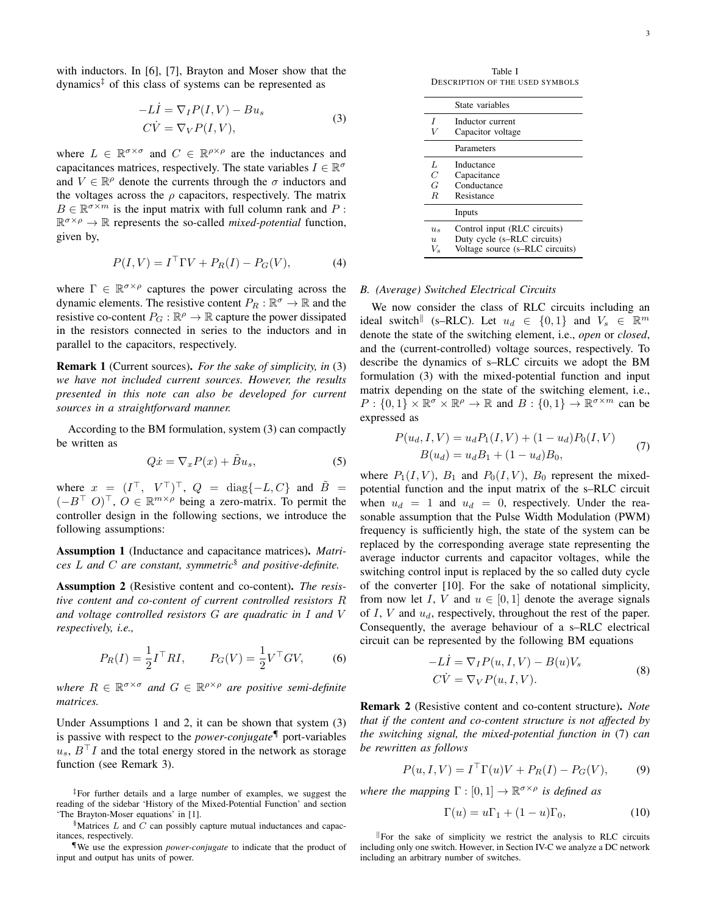with inductors. In [6], [7], Brayton and Moser show that the dynamics[‡] of this class of systems can be represented as

$$
\begin{aligned}
-L\dot{I} &= \nabla_I P(I,V) - Bu_s \\
C\dot{V} &= \nabla_V P(I,V),
\end{aligned}
\tag{3}
$$

where $L \in \mathbb{R}^{\sigma\times\sigma}$ and $C \in \mathbb{R}^{\rho\times\rho}$ are the inductances and capacitances matrices, respectively. The state variables $I \in \mathbb{R}^{\sigma}$ and $V \in \mathbb{R}^{\rho}$ denote the currents through the $\sigma$ inductors and the voltages across the $\rho$ capacitors, respectively. The matrix $B \in \mathbb{R}^{\sigma\times m}$ is the input matrix with full column rank and $P : \mathbb{R}^{\sigma\times\rho} \to \mathbb{R}$ represents the so-called *mixed-potential* function, given by,

$$
P(I,V) = I^\top \Gamma V + P_R(I) - P_G(V), \tag{4}
$$

where $\Gamma \in \mathbb{R}^{\sigma\times\rho}$ captures the power circulating across the dynamic elements. The resistive content $P_R : \mathbb{R}^{\sigma} \to \mathbb{R}$ and the resistive co-content $P_G : \mathbb{R}^{\rho} \to \mathbb{R}$ capture the power dissipated in the resistors connected in series to the inductors and in parallel to the capacitors, respectively.

**Remark 1** (Current sources)**.** *For the sake of simplicity, in* (3) *we have not included current sources. However, the results presented in this note can also be developed for current sources in a straightforward manner.*

According to the BM formulation, system (3) can compactly be written as

$$
Q\dot{x} = \nabla_x P(x) + \tilde{B}u_s, \tag{5}
$$

where $x = (I^\top,\ V^\top)^\top$, $Q = \operatorname{diag}\{-L, C\}$ and $\tilde{B} = (-B^\top\ O)^\top$, $O \in \mathbb{R}^{m\times\rho}$ being a zero-matrix. To permit the controller design in the following sections, we introduce the following assumptions:

**Assumption 1** (Inductance and capacitance matrices)**.** *Matrices $L$ and $C$ are constant, symmetric*[§] *and positive-definite.*

**Assumption 2** (Resistive content and co-content)**.** *The resistive content and co-content of current controlled resistors $R$ and voltage controlled resistors $G$ are quadratic in $I$ and $V$ respectively, i.e.,*

$$
P_R(I) = \frac{1}{2} I^\top R I, \qquad P_G(V) = \frac{1}{2} V^\top G V, \tag{6}
$$

*where $R \in \mathbb{R}^{\sigma\times\sigma}$ and $G \in \mathbb{R}^{\rho\times\rho}$ are positive semi-definite matrices.*

Under Assumptions 1 and 2, it can be shown that system (3) is passive with respect to the *power-conjugate*[¶] port-variables $u_s$, $B^\top I$ and the total energy stored in the network as storage function (see Remark 3).

[‡]For further details and a large number of examples, we suggest the reading of the sidebar 'History of the Mixed-Potential Function' and section 'The Brayton-Moser equations' in [1].

[§]Matrices $L$ and $C$ can possibly capture mutual inductances and capacitances, respectively.

[¶]We use the expression *power-conjugate* to indicate that the product of input and output has units of power.

Table I
DESCRIPTION OF THE USED SYMBOLS

| | State variables |
|---|---|
| $I$ | Inductor current |
| $V$ | Capacitor voltage |
| | **Parameters** |
| $L$ | Inductance |
| $C$ | Capacitance |
| $G$ | Conductance |
| $R$ | Resistance |
| | **Inputs** |
| $u_s$ | Control input (RLC circuits) |
| $u$ | Duty cycle (s–RLC circuits) |
| $V_s$ | Voltage source (s–RLC circuits) |

### B. (Average) Switched Electrical Circuits

We now consider the class of RLC circuits including an ideal switch[‖] (s–RLC). Let $u_d \in \{0,1\}$ and $V_s \in \mathbb{R}^m$ denote the state of the switching element, i.e., *open* or *closed*, and the (current-controlled) voltage sources, respectively. To describe the dynamics of s–RLC circuits we adopt the BM formulation (3) with the mixed-potential function and input matrix depending on the state of the switching element, i.e., $P : \{0,1\}\times\mathbb{R}^{\sigma}\times\mathbb{R}^{\rho} \to \mathbb{R}$ and $B : \{0,1\} \to \mathbb{R}^{\sigma\times m}$ can be expressed as

$$
\begin{aligned}
P(u_d, I, V) &= u_d P_1(I,V) + (1-u_d)P_0(I,V) \\
B(u_d) &= u_d B_1 + (1-u_d)B_0,
\end{aligned}
\tag{7}
$$

where $P_1(I,V)$, $B_1$ and $P_0(I,V)$, $B_0$ represent the mixed-potential function and the input matrix of the s–RLC circuit when $u_d = 1$ and $u_d = 0$, respectively. Under the reasonable assumption that the Pulse Width Modulation (PWM) frequency is sufficiently high, the state of the system can be replaced by the corresponding average state representing the average inductor currents and capacitor voltages, while the switching control input is replaced by the so called duty cycle of the converter [10]. For the sake of notational simplicity, from now let $I$, $V$ and $u \in [0,1]$ denote the average signals of $I$, $V$ and $u_d$, respectively, throughout the rest of the paper. Consequently, the average behaviour of a s–RLC electrical circuit can be represented by the following BM equations

$$
\begin{aligned}
-L\dot{I} &= \nabla_I P(u,I,V) - B(u)V_s \\
C\dot{V} &= \nabla_V P(u,I,V).
\end{aligned}
\tag{8}
$$

**Remark 2** (Resistive content and co-content structure)**.** *Note that if the content and co-content structure is not affected by the switching signal, the mixed-potential function in* (7) *can be rewritten as follows*

$$
P(u,I,V) = I^\top \Gamma(u) V + P_R(I) - P_G(V), \tag{9}
$$

*where the mapping $\Gamma : [0,1] \to \mathbb{R}^{\sigma\times\rho}$ is defined as*

$$
\Gamma(u) = u\Gamma_1 + (1-u)\Gamma_0, \tag{10}
$$

[‖]For the sake of simplicity we restrict the analysis to RLC circuits including only one switch. However, in Section IV-C we analyze a DC network including an arbitrary number of switches.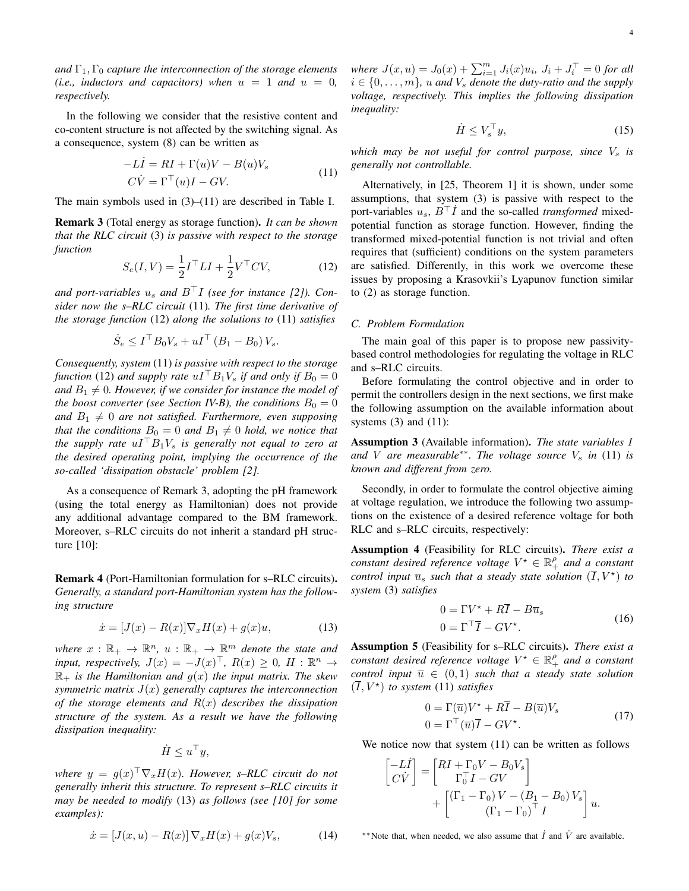*and $\Gamma_1, \Gamma_0$ capture the interconnection of the storage elements (i.e., inductors and capacitors) when $u = 1$ and $u = 0$, respectively.*

In the following we consider that the resistive content and co-content structure is not affected by the switching signal. As a consequence, system (8) can be written as

$$
\begin{aligned}
-L\dot{I} &= RI + \Gamma(u)V - B(u)V_s \\
C\dot{V} &= \Gamma^\top(u)I - GV.
\end{aligned} \tag{11}
$$

The main symbols used in (3)–(11) are described in Table I.

**Remark 3** (Total energy as storage function)**.** *It can be shown that the RLC circuit* (3) *is passive with respect to the storage function*

$$
S_e(I,V) = \frac{1}{2}I^\top LI + \frac{1}{2}V^\top CV, \tag{12}
$$

*and port-variables $u_s$ and $B^\top I$ (see for instance [2]). Consider now the s–RLC circuit* (11)*. The first time derivative of the storage function* (12) *along the solutions to* (11) *satisfies*

$$
\dot{S}_e \leq I^\top B_0 V_s + uI^\top (B_1 - B_0) V_s.
$$

*Consequently, system* (11) *is passive with respect to the storage function* (12) *and supply rate $uI^\top B_1 V_s$ if and only if $B_0 = 0$ and $B_1 \neq 0$. However, if we consider for instance the model of the boost converter (see Section IV-B), the conditions $B_0 = 0$ and $B_1 \neq 0$ are not satisfied. Furthermore, even supposing that the conditions $B_0 = 0$ and $B_1 \neq 0$ hold, we notice that the supply rate $uI^\top B_1 V_s$ is generally not equal to zero at the desired operating point, implying the occurrence of the so-called 'dissipation obstacle' problem [2].*

As a consequence of Remark 3, adopting the pH framework (using the total energy as Hamiltonian) does not provide any additional advantage compared to the BM framework. Moreover, s–RLC circuits do not inherit a standard pH structure [10]:

**Remark 4** (Port-Hamiltonian formulation for s–RLC circuits)**.** *Generally, a standard port-Hamiltonian system has the following structure*

$$
\dot{x} = [J(x) - R(x)]\nabla_x H(x) + g(x)u, \tag{13}
$$

*where $x : \mathbb{R}_+ \to \mathbb{R}^n$, $u : \mathbb{R}_+ \to \mathbb{R}^m$ denote the state and input, respectively, $J(x) = -J(x)^\top$, $R(x) \geq 0$, $H : \mathbb{R}^n \to \mathbb{R}_+$ is the Hamiltonian and $g(x)$ the input matrix. The skew symmetric matrix $J(x)$ generally captures the interconnection of the storage elements and $R(x)$ describes the dissipation structure of the system. As a result we have the following dissipation inequality:*

$$
\dot{H} \leq u^\top y,
$$

*where $y = g(x)^\top \nabla_x H(x)$. However, s–RLC circuit do not generally inherit this structure. To represent s–RLC circuits it may be needed to modify* (13) *as follows (see [10] for some examples):*

$$
\dot{x} = [J(x,u) - R(x)]\nabla_x H(x) + g(x)V_s, \tag{14}
$$

*where $J(x,u) = J_0(x) + \sum_{i=1}^m J_i(x)u_i$, $J_i + J_i^\top = 0$ for all $i \in \{0, \ldots, m\}$, $u$ and $V_s$ denote the duty-ratio and the supply voltage, respectively. This implies the following dissipation inequality:*

$$
\dot{H} \leq V_s^\top y, \tag{15}
$$

*which may be not useful for control purpose, since $V_s$ is generally not controllable.*

Alternatively, in [25, Theorem 1] it is shown, under some assumptions, that system (3) is passive with respect to the port-variables $u_s$, $B^\top \dot{I}$ and the so-called *transformed* mixed-potential function as storage function. However, finding the transformed mixed-potential function is not trivial and often requires that (sufficient) conditions on the system parameters are satisfied. Differently, in this work we overcome these issues by proposing a Krasovkii's Lyapunov function similar to (2) as storage function.

### C. Problem Formulation

The main goal of this paper is to propose new passivity-based control methodologies for regulating the voltage in RLC and s–RLC circuits.

Before formulating the control objective and in order to permit the controllers design in the next sections, we first make the following assumption on the available information about systems (3) and (11):

**Assumption 3** (Available information)**.** *The state variables $I$ and $V$ are measurable\*\*. The voltage source $V_s$ in* (11) *is known and different from zero.*

Secondly, in order to formulate the control objective aiming at voltage regulation, we introduce the following two assumptions on the existence of a desired reference voltage for both RLC and s–RLC circuits, respectively:

**Assumption 4** (Feasibility for RLC circuits)**.** *There exist a constant desired reference voltage $V^\star \in \mathbb{R}_+^\rho$ and a constant control input $\overline{u}_s$ such that a steady state solution $(\overline{I}, V^\star)$ to system* (3) *satisfies*

$$
\begin{aligned}
0 &= \Gamma V^\star + R\overline{I} - B\overline{u}_s \\
0 &= \Gamma^\top \overline{I} - GV^\star.
\end{aligned} \tag{16}
$$

**Assumption 5** (Feasibility for s–RLC circuits)**.** *There exist a constant desired reference voltage $V^\star \in \mathbb{R}_+^\rho$ and a constant control input $\overline{u} \in (0,1)$ such that a steady state solution $(\overline{I}, V^\star)$ to system* (11) *satisfies*

$$
\begin{aligned}
0 &= \Gamma(\overline{u})V^\star + R\overline{I} - B(\overline{u})V_s \\
0 &= \Gamma^\top(\overline{u})\overline{I} - GV^\star.
\end{aligned} \tag{17}
$$

We notice now that system (11) can be written as follows

$$
\begin{aligned}
\begin{bmatrix} -L\dot{I} \\ C\dot{V} \end{bmatrix} &= \begin{bmatrix} RI + \Gamma_0 V - B_0 V_s \\ \Gamma_0^\top I - GV \end{bmatrix} \\
&\quad + \begin{bmatrix} (\Gamma_1 - \Gamma_0) V - (B_1 - B_0) V_s \\ (\Gamma_1 - \Gamma_0)^\top I \end{bmatrix} u.
\end{aligned}
$$

\*\*Note that, when needed, we also assume that $\dot{I}$ and $\dot{V}$ are available.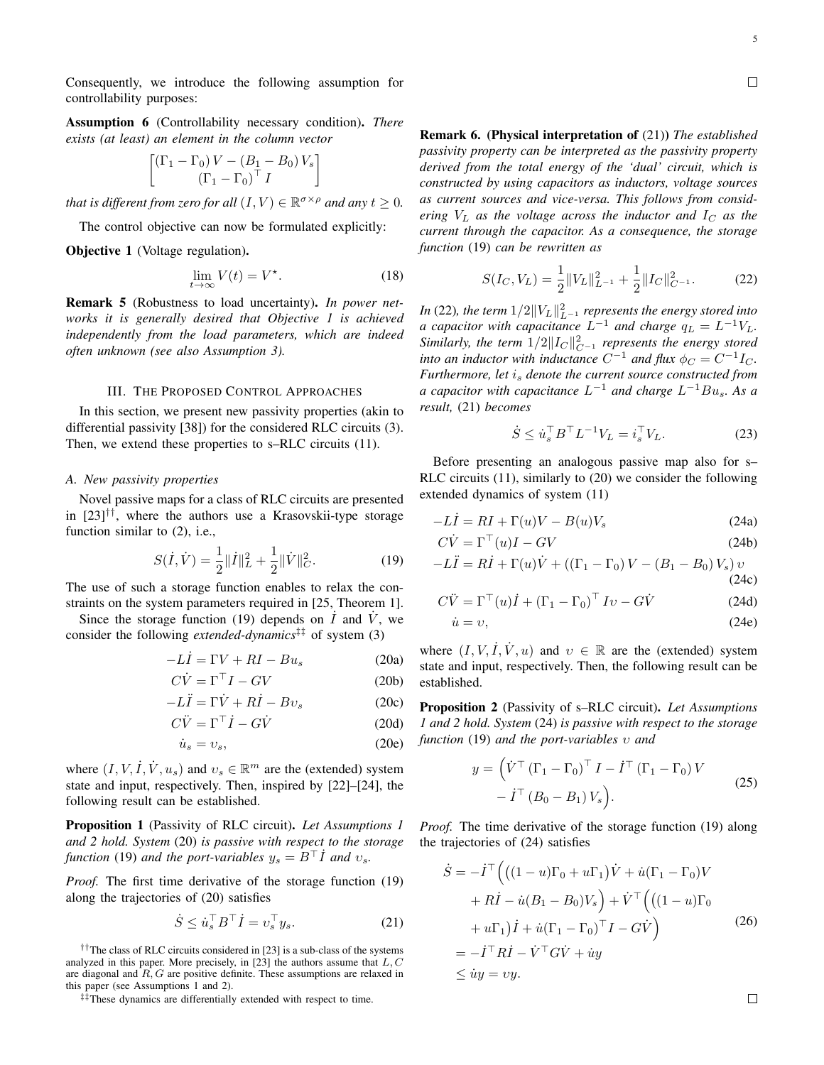Consequently, we introduce the following assumption for controllability purposes:

**Assumption 6** (Controllability necessary condition)**.** *There exists (at least) an element in the column vector*

$$\begin{bmatrix} (\Gamma_1 - \Gamma_0) V - (B_1 - B_0) V_s \\ (\Gamma_1 - \Gamma_0)^\top I \end{bmatrix}$$

*that is different from zero for all $(I, V) \in \mathbb{R}^{\sigma \times \rho}$ and any $t \geq 0$.*

The control objective can now be formulated explicitly:

**Objective 1** (Voltage regulation)**.**

$$\lim_{t \to \infty} V(t) = V^\star. \tag{18}$$

**Remark 5** (Robustness to load uncertainty)**.** *In power networks it is generally desired that Objective 1 is achieved independently from the load parameters, which are indeed often unknown (see also Assumption 3).*

## III. The Proposed Control Approaches

In this section, we present new passivity properties (akin to differential passivity [38]) for the considered RLC circuits (3). Then, we extend these properties to s–RLC circuits (11).

### A. New passivity properties

Novel passive maps for a class of RLC circuits are presented in [23][††], where the authors use a Krasovskii-type storage function similar to (2), i.e.,

$$S(\dot I, \dot V) = \frac{1}{2}\|\dot I\|_L^2 + \frac{1}{2}\|\dot V\|_C^2. \tag{19}$$

The use of such a storage function enables to relax the constraints on the system parameters required in [25, Theorem 1].

Since the storage function (19) depends on $\dot I$ and $\dot V$, we consider the following *extended-dynamics*[‡‡] of system (3)

$$\begin{aligned}
-L\dot I &= \Gamma V + RI - Bu_s && \text{(20a)}\\
C\dot V &= \Gamma^\top I - GV && \text{(20b)}\\
-L\ddot I &= \Gamma \dot V + R\dot I - B\upsilon_s && \text{(20c)}\\
C\ddot V &= \Gamma^\top \dot I - G\dot V && \text{(20d)}\\
\dot u_s &= \upsilon_s, && \text{(20e)}
\end{aligned}$$

where $(I, V, \dot I, \dot V, u_s)$ and $\upsilon_s \in \mathbb{R}^m$ are the (extended) system state and input, respectively. Then, inspired by [22]–[24], the following result can be established.

**Proposition 1** (Passivity of RLC circuit)**.** *Let Assumptions 1 and 2 hold. System* (20) *is passive with respect to the storage function* (19) *and the port-variables $y_s = B^\top \dot I$ and $\upsilon_s$.*

*Proof.* The first time derivative of the storage function (19) along the trajectories of (20) satisfies

$$\dot S \leq \dot u_s^\top B^\top \dot I = \upsilon_s^\top y_s. \tag{21}$$

□

**Remark 6.** **(Physical interpretation of** (21)**)** *The established passivity property can be interpreted as the passivity property derived from the total energy of the 'dual' circuit, which is constructed by using capacitors as inductors, voltage sources as current sources and vice-versa. This follows from considering $V_L$ as the voltage across the inductor and $I_C$ as the current through the capacitor. As a consequence, the storage function* (19) *can be rewritten as*

$$S(I_C, V_L) = \frac{1}{2}\|V_L\|_{L^{-1}}^2 + \frac{1}{2}\|I_C\|_{C^{-1}}^2. \tag{22}$$

*In* (22)*, the term $1/2\|V_L\|_{L^{-1}}^2$ represents the energy stored into a capacitor with capacitance $L^{-1}$ and charge $q_L = L^{-1}V_L$. Similarly, the term $1/2\|I_C\|_{C^{-1}}^2$ represents the energy stored into an inductor with inductance $C^{-1}$ and flux $\phi_C = C^{-1}I_C$. Furthermore, let $i_s$ denote the current source constructed from a capacitor with capacitance $L^{-1}$ and charge $L^{-1}Bu_s$. As a result,* (21) *becomes*

$$\dot S \leq \dot u_s^\top B^\top L^{-1} V_L = i_s^\top V_L. \tag{23}$$

Before presenting an analogous passive map also for s–RLC circuits (11), similarly to (20) we consider the following extended dynamics of system (11)

$$\begin{aligned}
-L\dot I &= RI + \Gamma(u)V - B(u)V_s && \text{(24a)}\\
C\dot V &= \Gamma^\top(u) I - GV && \text{(24b)}\\
-L\ddot I &= R\dot I + \Gamma(u)\dot V + \left((\Gamma_1 - \Gamma_0)V - (B_1 - B_0)V_s\right)\upsilon && \text{(24c)}\\
C\ddot V &= \Gamma^\top(u)\dot I + (\Gamma_1 - \Gamma_0)^\top I\upsilon - G\dot V && \text{(24d)}\\
\dot u &= \upsilon, && \text{(24e)}
\end{aligned}$$

where $(I, V, \dot I, \dot V, u)$ and $\upsilon \in \mathbb{R}$ are the (extended) system state and input, respectively. Then, the following result can be established.

**Proposition 2** (Passivity of s–RLC circuit)**.** *Let Assumptions 1 and 2 hold. System* (24) *is passive with respect to the storage function* (19) *and the port-variables $\upsilon$ and*

$$y = \Big(\dot V^\top (\Gamma_1 - \Gamma_0)^\top I - \dot I^\top (\Gamma_1 - \Gamma_0) V - \dot I^\top (B_0 - B_1) V_s\Big). \tag{25}$$

*Proof.* The time derivative of the storage function (19) along the trajectories of (24) satisfies

$$\begin{aligned}
\dot S &= -\dot I^\top \Big(\big((1-u)\Gamma_0 + u\Gamma_1\big)\dot V + \dot u(\Gamma_1 - \Gamma_0)V \\
&\quad + R\dot I - \dot u(B_1 - B_0)V_s\Big) + \dot V^\top \Big(\big((1-u)\Gamma_0 \\
&\quad + u\Gamma_1\big)\dot I + \dot u(\Gamma_1 - \Gamma_0)^\top I - G\dot V\Big) \\
&= -\dot I^\top R \dot I - \dot V^\top G \dot V + \dot u y \\
&\leq \dot u y = \upsilon y.
\end{aligned} \tag{26}$$

□

[††] The class of RLC circuits considered in [23] is a sub-class of the systems analyzed in this paper. More precisely, in [23] the authors assume that $L, C$ are diagonal and $R, G$ are positive definite. These assumptions are relaxed in this paper (see Assumptions 1 and 2).

[‡‡] These dynamics are differentially extended with respect to time.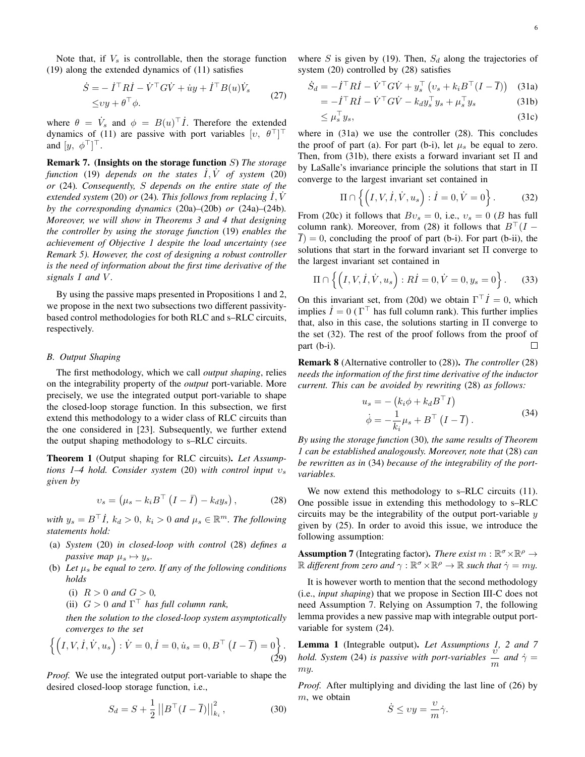Note that, if $V_s$ is controllable, then the storage function (19) along the extended dynamics of (11) satisfies

$$
\begin{aligned}
\dot{S} =& -\dot{I}^\top R\dot{I} - \dot{V}^\top G\dot{V} + \dot{u}y + \dot{I}^\top B(u)\dot{V}_s \\
\leq& \upsilon y + \theta^\top \phi.
\end{aligned}
\tag{27}
$$

where $\theta = \dot{V}_s$ and $\phi = B(u)^\top \dot{I}$. Therefore the extended dynamics of (11) are passive with port variables $[\upsilon,\ \theta^\top]^\top$ and $[y,\ \phi^\top]^\top$.

**Remark 7. (Insights on the storage function** $S$**)** *The storage function* (19) *depends on the states* $\dot{I}, \dot{V}$ *of system* (20) *or* (24)*. Consequently,* $S$ *depends on the entire state of the extended system* (20) *or* (24)*. This follows from replacing* $\dot{I}, \dot{V}$ *by the corresponding dynamics* (20a)–(20b) *or* (24a)–(24b)*. Moreover, we will show in Theorems 3 and 4 that designing the controller by using the storage function* (19) *enables the achievement of Objective 1 despite the load uncertainty (see Remark 5). However, the cost of designing a robust controller is the need of information about the first time derivative of the signals* $I$ *and* $V$.

By using the passive maps presented in Propositions 1 and 2, we propose in the next two subsections two different passivity-based control methodologies for both RLC and s–RLC circuits, respectively.

### B. Output Shaping

The first methodology, which we call *output shaping*, relies on the integrability property of the *output* port-variable. More precisely, we use the integrated output port-variable to shape the closed-loop storage function. In this subsection, we first extend this methodology to a wider class of RLC circuits than the one considered in [23]. Subsequently, we further extend the output shaping methodology to s–RLC circuits.

**Theorem 1** (Output shaping for RLC circuits)**.** *Let Assumptions 1–4 hold. Consider system* (20) *with control input* $\upsilon_s$ *given by*

$$
\upsilon_s = \left(\mu_s - k_i B^\top \left(I - \bar{I}\right) - k_d y_s\right),
\tag{28}
$$

*with* $y_s = B^\top \dot{I}$*,* $k_d > 0,\ k_i > 0$ *and* $\mu_s \in \mathbb{R}^m$*. The following statements hold:*

- (a) *System* (20) *in closed-loop with control* (28) *defines a passive map* $\mu_s \mapsto y_s$.
- (b) *Let* $\mu_s$ *be equal to zero. If any of the following conditions holds*
  - (i) $R > 0$ *and* $G > 0$*,*
  - (ii) $G > 0$ *and* $\Gamma^\top$ *has full column rank,*

  *then the solution to the closed-loop system asymptotically converges to the set*

$$
\left\{\left(I, V, \dot{I}, \dot{V}, u_s\right) : \dot{V} = 0, \dot{I} = 0, \dot{u}_s = 0, B^\top \left(I - \bar{I}\right) = 0\right\}.
\tag{29}
$$

*Proof.* We use the integrated output port-variable to shape the desired closed-loop storage function, i.e.,

$$
S_d = S + \frac{1}{2}\left|\left|B^\top (I - \bar{I})\right|\right|^2_{k_i},
\tag{30}
$$

where $S$ is given by (19). Then, $S_d$ along the trajectories of system (20) controlled by (28) satisfies

$$
\begin{aligned}
\dot{S}_d &= -\dot{I}^\top R\dot{I} - \dot{V}^\top G\dot{V} + y_s^\top \left(\upsilon_s + k_i B^\top (I - \bar{I})\right) && \text{(31a)}\\
&= -\dot{I}^\top R\dot{I} - \dot{V}^\top G\dot{V} - k_d y_s^\top y_s + \mu_s^\top y_s && \text{(31b)}\\
&\leq \mu_s^\top y_s, && \text{(31c)}
\end{aligned}
$$

where in (31a) we use the controller (28). This concludes the proof of part (a). For part (b-i), let $\mu_s$ be equal to zero. Then, from (31b), there exists a forward invariant set $\Pi$ and by LaSalle's invariance principle the solutions that start in $\Pi$ converge to the largest invariant set contained in

$$
\Pi \cap \left\{\left(I, V, \dot{I}, \dot{V}, u_s\right) : \dot{I} = 0, \dot{V} = 0\right\}.
\tag{32}
$$

From (20c) it follows that $B\upsilon_s = 0$, i.e., $\upsilon_s = 0$ ($B$ has full column rank). Moreover, from (28) it follows that $B^\top (I - \overline{I}) = 0$, concluding the proof of part (b-i). For part (b-ii), the solutions that start in the forward invariant set $\Pi$ converge to the largest invariant set contained in

$$
\Pi \cap \left\{\left(I, V, \dot{I}, \dot{V}, u_s\right) : R\dot{I} = 0, \dot{V} = 0, y_s = 0\right\}.
\tag{33}
$$

On this invariant set, from (20d) we obtain $\Gamma^\top \dot{I} = 0$, which implies $\dot{I} = 0$ ($\Gamma^\top$ has full column rank). This further implies that, also in this case, the solutions starting in $\Pi$ converge to the set (32). The rest of the proof follows from the proof of part (b-i). $\square$

**Remark 8** (Alternative controller to (28))**.** *The controller* (28) *needs the information of the first time derivative of the inductor current. This can be avoided by rewriting* (28) *as follows:*

$$
\begin{aligned}
u_s &= -\left(k_i \phi + k_d B^\top I\right)\\
\dot{\phi} &= -\frac{1}{k_i}\mu_s + B^\top \left(I - \overline{I}\right).
\end{aligned}
\tag{34}
$$

*By using the storage function* (30)*, the same results of Theorem 1 can be established analogously. Moreover, note that* (28) *can be rewritten as in* (34) *because of the integrability of the port-variables.*

We now extend this methodology to s–RLC circuits (11). One possible issue in extending this methodology to s–RLC circuits may be the integrability of the output port-variable $y$ given by (25). In order to avoid this issue, we introduce the following assumption:

**Assumption 7** (Integrating factor)**.** *There exist* $m : \mathbb{R}^\sigma \times \mathbb{R}^\rho \to \mathbb{R}$ *different from zero and* $\gamma : \mathbb{R}^\sigma \times \mathbb{R}^\rho \to \mathbb{R}$ *such that* $\dot{\gamma} = my$.

It is however worth to mention that the second methodology (i.e., *input shaping*) that we propose in Section III-C does not need Assumption 7. Relying on Assumption 7, the following lemma provides a new passive map with integrable output port-variable for system (24).

**Lemma 1** (Integrable output)**.** *Let Assumptions 1, 2 and 7 hold. System* (24) *is passive with port-variables* $\dfrac{\upsilon}{m}$ *and* $\dot{\gamma} = my$.

*Proof.* After multiplying and dividing the last line of (26) by $m$, we obtain

$$
\dot{S} \leq \upsilon y = \frac{\upsilon}{m}\dot{\gamma}.
$$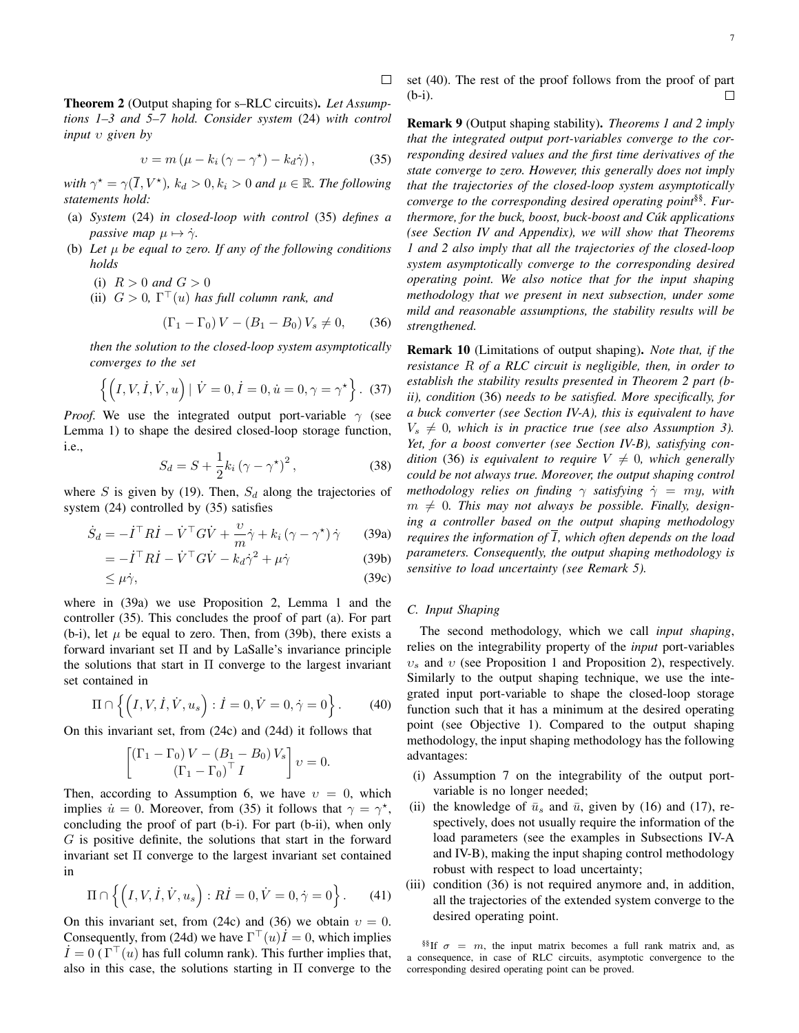□

**Theorem 2** (Output shaping for s–RLC circuits). *Let Assumptions 1–3 and 5–7 hold. Consider system* (24) *with control input* $v$ *given by*

$$v = m\left(\mu - k_i\left(\gamma - \gamma^\star\right) - k_d\dot{\gamma}\right), \tag{35}$$

*with* $\gamma^\star = \gamma(\overline{I}, V^\star)$*,* $k_d > 0, k_i > 0$ *and* $\mu \in \mathbb{R}$*. The following statements hold:*

(a) *System* (24) *in closed-loop with control* (35) *defines a passive map* $\mu \mapsto \dot{\gamma}$*.*

(b) *Let* $\mu$ *be equal to zero. If any of the following conditions holds*

   (i) $R > 0$ *and* $G > 0$

   (ii) $G > 0$*,* $\Gamma^\top(u)$ *has full column rank, and*

$$\left(\Gamma_1 - \Gamma_0\right)V - \left(B_1 - B_0\right)V_s \neq 0, \tag{36}$$

*then the solution to the closed-loop system asymptotically converges to the set*

$$\left\{\left(I, V, \dot{I}, \dot{V}, u\right) \mid \dot{V} = 0, \dot{I} = 0, \dot{u} = 0, \gamma = \gamma^\star\right\}. \tag{37}$$

*Proof.* We use the integrated output port-variable $\gamma$ (see Lemma 1) to shape the desired closed-loop storage function, i.e.,

$$S_d = S + \frac{1}{2}k_i\left(\gamma - \gamma^\star\right)^2, \tag{38}$$

where $S$ is given by (19). Then, $S_d$ along the trajectories of system (24) controlled by (35) satisfies

$$\dot{S}_d = -\dot{I}^\top R\dot{I} - \dot{V}^\top G\dot{V} + \frac{v}{m}\dot{\gamma} + k_i\left(\gamma - \gamma^\star\right)\dot{\gamma} \tag{39a}$$

$$= -\dot{I}^\top R\dot{I} - \dot{V}^\top G\dot{V} - k_d\dot{\gamma}^2 + \mu\dot{\gamma} \tag{39b}$$

$$\leq \mu\dot{\gamma}, \tag{39c}$$

where in (39a) we use Proposition 2, Lemma 1 and the controller (35). This concludes the proof of part (a). For part (b-i), let $\mu$ be equal to zero. Then, from (39b), there exists a forward invariant set $\Pi$ and by LaSalle's invariance principle the solutions that start in $\Pi$ converge to the largest invariant set contained in

$$\Pi \cap \left\{\left(I, V, \dot{I}, \dot{V}, u_s\right) : \dot{I} = 0, \dot{V} = 0, \dot{\gamma} = 0\right\}. \tag{40}$$

On this invariant set, from (24c) and (24d) it follows that

$$\begin{bmatrix}\left(\Gamma_1 - \Gamma_0\right)V - \left(B_1 - B_0\right)V_s \\ \left(\Gamma_1 - \Gamma_0\right)^\top I\end{bmatrix} v = 0.$$

Then, according to Assumption 6, we have $v = 0$, which implies $\dot{u} = 0$. Moreover, from (35) it follows that $\gamma = \gamma^\star$, concluding the proof of part (b-i). For part (b-ii), when only $G$ is positive definite, the solutions that start in the forward invariant set $\Pi$ converge to the largest invariant set contained in

$$\Pi \cap \left\{\left(I, V, \dot{I}, \dot{V}, u_s\right) : R\dot{I} = 0, \dot{V} = 0, \dot{\gamma} = 0\right\}. \tag{41}$$

On this invariant set, from (24c) and (36) we obtain $v = 0$. Consequently, from (24d) we have $\Gamma^\top(u)\dot{I} = 0$, which implies $\dot{I} = 0$ ($\Gamma^\top(u)$ has full column rank). This further implies that, also in this case, the solutions starting in $\Pi$ converge to the set (40). The rest of the proof follows from the proof of part (b-i). □

**Remark 9** (Output shaping stability). *Theorems 1 and 2 imply that the integrated output port-variables converge to the corresponding desired values and the first time derivatives of the state converge to zero. However, this generally does not imply that the trajectories of the closed-loop system asymptotically converge to the corresponding desired operating point*[§§]*. Furthermore, for the buck, boost, buck-boost and Ćuk applications (see Section IV and Appendix), we will show that Theorems 1 and 2 also imply that all the trajectories of the closed-loop system asymptotically converge to the corresponding desired operating point. We also notice that for the input shaping methodology that we present in next subsection, under some mild and reasonable assumptions, the stability results will be strengthened.*

**Remark 10** (Limitations of output shaping). *Note that, if the resistance* $R$ *of a RLC circuit is negligible, then, in order to establish the stability results presented in Theorem 2 part (b-ii), condition* (36) *needs to be satisfied. More specifically, for a buck converter (see Section IV-A), this is equivalent to have* $V_s \neq 0$*, which is in practice true (see also Assumption 3). Yet, for a boost converter (see Section IV-B), satisfying condition* (36) *is equivalent to require* $V \neq 0$*, which generally could be not always true. Moreover, the output shaping control methodology relies on finding* $\gamma$ *satisfying* $\dot{\gamma} = my$*, with* $m \neq 0$*. This may not always be possible. Finally, designing a controller based on the output shaping methodology requires the information of* $\overline{I}$*, which often depends on the load parameters. Consequently, the output shaping methodology is sensitive to load uncertainty (see Remark 5).*

### C. Input Shaping

The second methodology, which we call *input shaping*, relies on the integrability property of the *input* port-variables $v_s$ and $v$ (see Proposition 1 and Proposition 2), respectively. Similarly to the output shaping technique, we use the integrated input port-variable to shape the closed-loop storage function such that it has a minimum at the desired operating point (see Objective 1). Compared to the output shaping methodology, the input shaping methodology has the following advantages:

(i) Assumption 7 on the integrability of the output port-variable is no longer needed;

(ii) the knowledge of $\bar{u}_s$ and $\bar{u}$, given by (16) and (17), respectively, does not usually require the information of the load parameters (see the examples in Subsections IV-A and IV-B), making the input shaping control methodology robust with respect to load uncertainty;

(iii) condition (36) is not required anymore and, in addition, all the trajectories of the extended system converge to the desired operating point.

[§§]If $\sigma = m$, the input matrix becomes a full rank matrix and, as a consequence, in case of RLC circuits, asymptotic convergence to the corresponding desired operating point can be proved.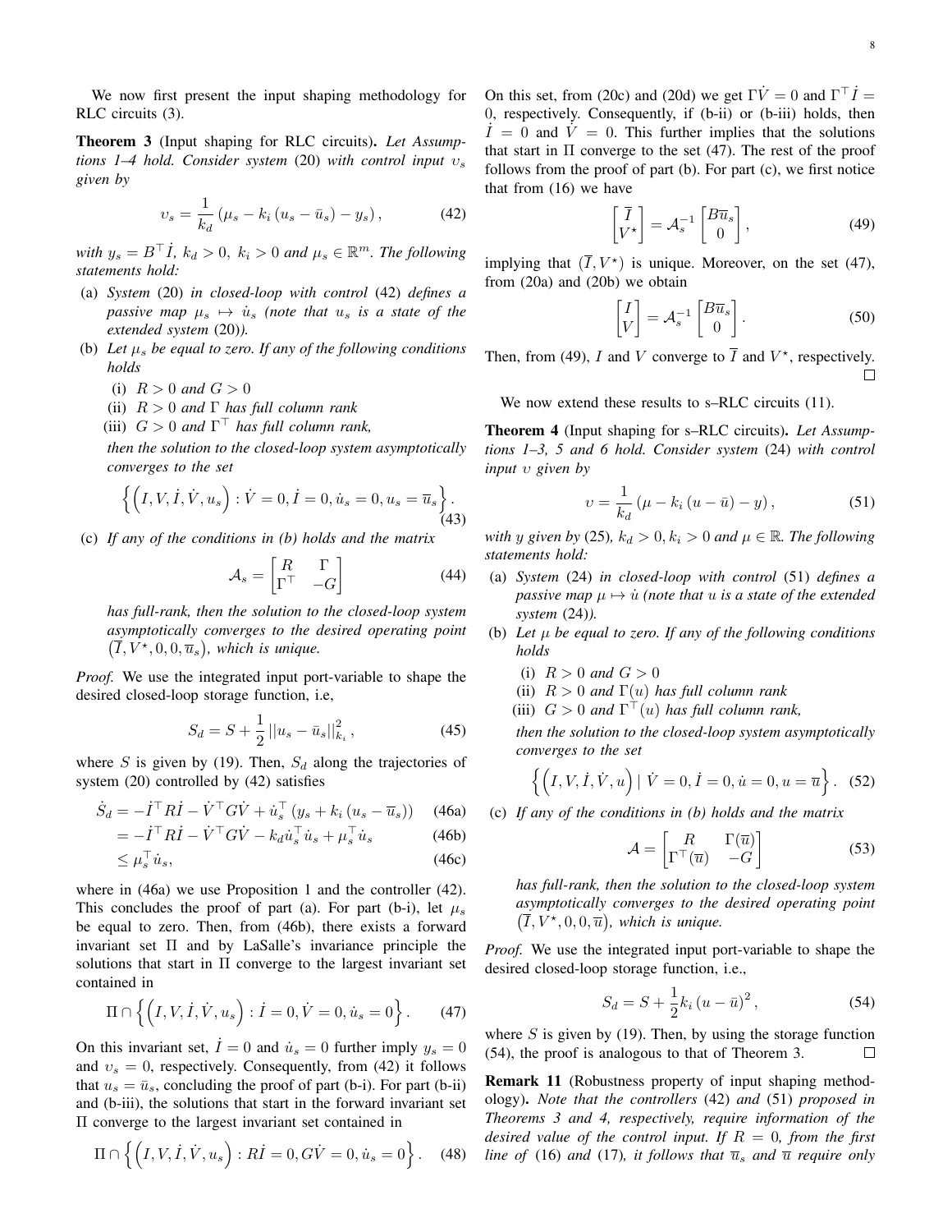We now first present the input shaping methodology for RLC circuits (3).

**Theorem 3** (Input shaping for RLC circuits)**.** *Let Assumptions 1–4 hold. Consider system* (20) *with control input $\upsilon_s$ given by*

$$\upsilon_s = \frac{1}{k_d}\left(\mu_s - k_i\left(u_s - \bar{u}_s\right) - y_s\right), \tag{42}$$

*with $y_s = B^\top \dot{I}$, $k_d > 0$, $k_i > 0$ and $\mu_s \in \mathbb{R}^m$. The following statements hold:*

- (a) *System* (20) *in closed-loop with control* (42) *defines a passive map $\mu_s \mapsto \dot{u}_s$ (note that $u_s$ is a state of the extended system* (20)*).*
- (b) *Let $\mu_s$ be equal to zero. If any of the following conditions holds*
  - (i) *$R > 0$ and $G > 0$*
  - (ii) *$R > 0$ and $\Gamma$ has full column rank*
  - (iii) *$G > 0$ and $\Gamma^\top$ has full column rank,*

  *then the solution to the closed-loop system asymptotically converges to the set*

$$\left\{\left(I, V, \dot{I}, \dot{V}, u_s\right) : \dot{V} = 0, \dot{I} = 0, \dot{u}_s = 0, u_s = \overline{u}_s\right\}. \tag{43}$$

- (c) *If any of the conditions in (b) holds and the matrix*

$$\mathcal{A}_s = \begin{bmatrix} R & \Gamma \\ \Gamma^\top & -G \end{bmatrix} \tag{44}$$

  *has full-rank, then the solution to the closed-loop system asymptotically converges to the desired operating point $\left(\overline{I}, V^\star, 0, 0, \overline{u}_s\right)$, which is unique.*

*Proof.* We use the integrated input port-variable to shape the desired closed-loop storage function, i.e,

$$S_d = S + \frac{1}{2}\left|\left|u_s - \bar{u}_s\right|\right|^2_{k_i}, \tag{45}$$

where $S$ is given by (19). Then, $S_d$ along the trajectories of system (20) controlled by (42) satisfies

$$\dot{S}_d = -\dot{I}^\top R \dot{I} - \dot{V}^\top G \dot{V} + \dot{u}_s^\top\left(y_s + k_i\left(u_s - \overline{u}_s\right)\right) \tag{46a}$$
$$= -\dot{I}^\top R \dot{I} - \dot{V}^\top G \dot{V} - k_d \dot{u}_s^\top \dot{u}_s + \mu_s^\top \dot{u}_s \tag{46b}$$
$$\leq \mu_s^\top \dot{u}_s, \tag{46c}$$

where in (46a) we use Proposition 1 and the controller (42). This concludes the proof of part (a). For part (b-i), let $\mu_s$ be equal to zero. Then, from (46b), there exists a forward invariant set $\Pi$ and by LaSalle's invariance principle the solutions that start in $\Pi$ converge to the largest invariant set contained in

$$\Pi \cap \left\{\left(I, V, \dot{I}, \dot{V}, u_s\right) : \dot{I} = 0, \dot{V} = 0, \dot{u}_s = 0\right\}. \tag{47}$$

On this invariant set, $\dot{I} = 0$ and $\dot{u}_s = 0$ further imply $y_s = 0$ and $\upsilon_s = 0$, respectively. Consequently, from (42) it follows that $u_s = \bar{u}_s$, concluding the proof of part (b-i). For part (b-ii) and (b-iii), the solutions that start in the forward invariant set $\Pi$ converge to the largest invariant set contained in

$$\Pi \cap \left\{\left(I, V, \dot{I}, \dot{V}, u_s\right) : R\dot{I} = 0, G\dot{V} = 0, \dot{u}_s = 0\right\}. \tag{48}$$

On this set, from (20c) and (20d) we get $\Gamma \dot{V} = 0$ and $\Gamma^\top \dot{I} = 0$, respectively. Consequently, if (b-ii) or (b-iii) holds, then $\dot{I} = 0$ and $\dot{V} = 0$. This further implies that the solutions that start in $\Pi$ converge to the set (47). The rest of the proof follows from the proof of part (b). For part (c), we first notice that from (16) we have

$$\begin{bmatrix} \overline{I} \\ V^\star \end{bmatrix} = \mathcal{A}_s^{-1}\begin{bmatrix} B\overline{u}_s \\ 0 \end{bmatrix}, \tag{49}$$

implying that $(\overline{I}, V^\star)$ is unique. Moreover, on the set (47), from (20a) and (20b) we obtain

$$\begin{bmatrix} I \\ V \end{bmatrix} = \mathcal{A}_s^{-1}\begin{bmatrix} B\overline{u}_s \\ 0 \end{bmatrix}. \tag{50}$$

Then, from (49), $I$ and $V$ converge to $\overline{I}$ and $V^\star$, respectively. □

We now extend these results to s–RLC circuits (11).

**Theorem 4** (Input shaping for s–RLC circuits)**.** *Let Assumptions 1–3, 5 and 6 hold. Consider system* (24) *with control input $\upsilon$ given by*

$$\upsilon = \frac{1}{k_d}\left(\mu - k_i\left(u - \bar{u}\right) - y\right), \tag{51}$$

*with $y$ given by* (25)*, $k_d > 0, k_i > 0$ and $\mu \in \mathbb{R}$. The following statements hold:*

- (a) *System* (24) *in closed-loop with control* (51) *defines a passive map $\mu \mapsto \dot{u}$ (note that $u$ is a state of the extended system* (24)*).*
- (b) *Let $\mu$ be equal to zero. If any of the following conditions holds*
  - (i) *$R > 0$ and $G > 0$*
  - (ii) *$R > 0$ and $\Gamma(u)$ has full column rank*
  - (iii) *$G > 0$ and $\Gamma^\top(u)$ has full column rank,*

  *then the solution to the closed-loop system asymptotically converges to the set*

$$\left\{\left(I, V, \dot{I}, \dot{V}, u\right) \mid \dot{V} = 0, \dot{I} = 0, \dot{u} = 0, u = \overline{u}\right\}. \tag{52}$$

- (c) *If any of the conditions in (b) holds and the matrix*

$$\mathcal{A} = \begin{bmatrix} R & \Gamma(\overline{u}) \\ \Gamma^\top(\overline{u}) & -G \end{bmatrix} \tag{53}$$

  *has full-rank, then the solution to the closed-loop system asymptotically converges to the desired operating point $\left(\overline{I}, V^\star, 0, 0, \overline{u}\right)$, which is unique.*

*Proof.* We use the integrated input port-variable to shape the desired closed-loop storage function, i.e.,

$$S_d = S + \frac{1}{2}k_i\left(u - \bar{u}\right)^2, \tag{54}$$

where $S$ is given by (19). Then, by using the storage function (54), the proof is analogous to that of Theorem 3. □

**Remark 11** (Robustness property of input shaping methodology)**.** *Note that the controllers* (42) *and* (51) *proposed in Theorems 3 and 4, respectively, require information of the desired value of the control input. If $R = 0$, from the first line of* (16) *and* (17)*, it follows that $\overline{u}_s$ and $\overline{u}$ require only*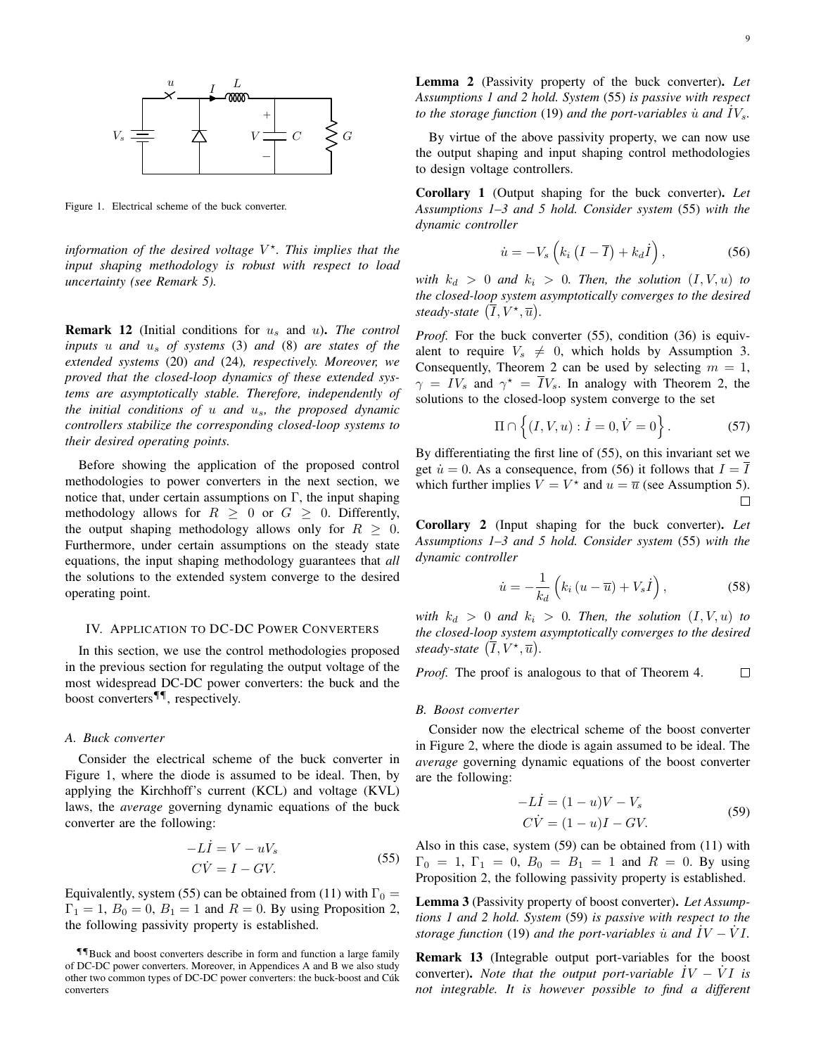Figure 1. Electrical scheme of the buck converter.

*information of the desired voltage $V^\star$. This implies that the input shaping methodology is robust with respect to load uncertainty (see Remark 5).*

**Remark 12** (Initial conditions for $u_s$ and $u$)**.** *The control inputs $u$ and $u_s$ of systems* (3) *and* (8) *are states of the extended systems* (20) *and* (24)*, respectively. Moreover, we proved that the closed-loop dynamics of these extended systems are asymptotically stable. Therefore, independently of the initial conditions of $u$ and $u_s$, the proposed dynamic controllers stabilize the corresponding closed-loop systems to their desired operating points.*

Before showing the application of the proposed control methodologies to power converters in the next section, we notice that, under certain assumptions on $\Gamma$, the input shaping methodology allows for $R \geq 0$ or $G \geq 0$. Differently, the output shaping methodology allows only for $R \geq 0$. Furthermore, under certain assumptions on the steady state equations, the input shaping methodology guarantees that *all* the solutions to the extended system converge to the desired operating point.

## IV. Application to DC-DC Power Converters

In this section, we use the control methodologies proposed in the previous section for regulating the output voltage of the most widespread DC-DC power converters: the buck and the boost converters[¶¶], respectively.

### A. Buck converter

Consider the electrical scheme of the buck converter in Figure 1, where the diode is assumed to be ideal. Then, by applying the Kirchhoff's current (KCL) and voltage (KVL) laws, the *average* governing dynamic equations of the buck converter are the following:

$$
\begin{aligned}
-L\dot{I} &= V - uV_s \\
C\dot{V} &= I - GV.
\end{aligned} \tag{55}
$$

Equivalently, system (55) can be obtained from (11) with $\Gamma_0 = \Gamma_1 = 1$, $B_0 = 0$, $B_1 = 1$ and $R = 0$. By using Proposition 2, the following passivity property is established.

**Lemma 2** (Passivity property of the buck converter)**.** *Let Assumptions 1 and 2 hold. System* (55) *is passive with respect to the storage function* (19) *and the port-variables $\dot{u}$ and $\dot{I}V_s$.*

By virtue of the above passivity property, we can now use the output shaping and input shaping control methodologies to design voltage controllers.

**Corollary 1** (Output shaping for the buck converter)**.** *Let Assumptions 1–3 and 5 hold. Consider system* (55) *with the dynamic controller*

$$
\dot{u} = -V_s\left(k_i\left(I - \overline{I}\right) + k_d\dot{I}\right), \tag{56}
$$

*with $k_d > 0$ and $k_i > 0$. Then, the solution $(I, V, u)$ to the closed-loop system asymptotically converges to the desired steady-state $\left(\overline{I}, V^\star, \overline{u}\right)$.*

*Proof.* For the buck converter (55), condition (36) is equivalent to require $V_s \neq 0$, which holds by Assumption 3. Consequently, Theorem 2 can be used by selecting $m = 1$, $\gamma = IV_s$ and $\gamma^\star = \overline{I}V_s$. In analogy with Theorem 2, the solutions to the closed-loop system converge to the set

$$
\Pi \cap \left\{(I, V, u) : \dot{I} = 0, \dot{V} = 0\right\}. \tag{57}
$$

By differentiating the first line of (55), on this invariant set we get $\dot{u} = 0$. As a consequence, from (56) it follows that $I = \overline{I}$ which further implies $V = V^\star$ and $u = \overline{u}$ (see Assumption 5). □

**Corollary 2** (Input shaping for the buck converter)**.** *Let Assumptions 1–3 and 5 hold. Consider system* (55) *with the dynamic controller*

$$
\dot{u} = -\frac{1}{k_d}\left(k_i\left(u - \overline{u}\right) + V_s\dot{I}\right), \tag{58}
$$

*with $k_d > 0$ and $k_i > 0$. Then, the solution $(I, V, u)$ to the closed-loop system asymptotically converges to the desired steady-state $\left(\overline{I}, V^\star, \overline{u}\right)$.*

*Proof.* The proof is analogous to that of Theorem 4. □

### B. Boost converter

Consider now the electrical scheme of the boost converter in Figure 2, where the diode is again assumed to be ideal. The *average* governing dynamic equations of the boost converter are the following:

$$
\begin{aligned}
-L\dot{I} &= (1-u)V - V_s \\
C\dot{V} &= (1-u)I - GV.
\end{aligned} \tag{59}
$$

Also in this case, system (59) can be obtained from (11) with $\Gamma_0 = 1$, $\Gamma_1 = 0$, $B_0 = B_1 = 1$ and $R = 0$. By using Proposition 2, the following passivity property is established.

**Lemma 3** (Passivity property of boost converter)**.** *Let Assumptions 1 and 2 hold. System* (59) *is passive with respect to the storage function* (19) *and the port-variables $\dot{u}$ and $\dot{I}V - \dot{V}I$.*

**Remark 13** (Integrable output port-variables for the boost converter)**.** *Note that the output port-variable $\dot{I}V - \dot{V}I$ is not integrable. It is however possible to find a different*

[¶¶] Buck and boost converters describe in form and function a large family of DC-DC power converters. Moreover, in Appendices A and B we also study other two common types of DC-DC power converters: the buck-boost and Ćuk converters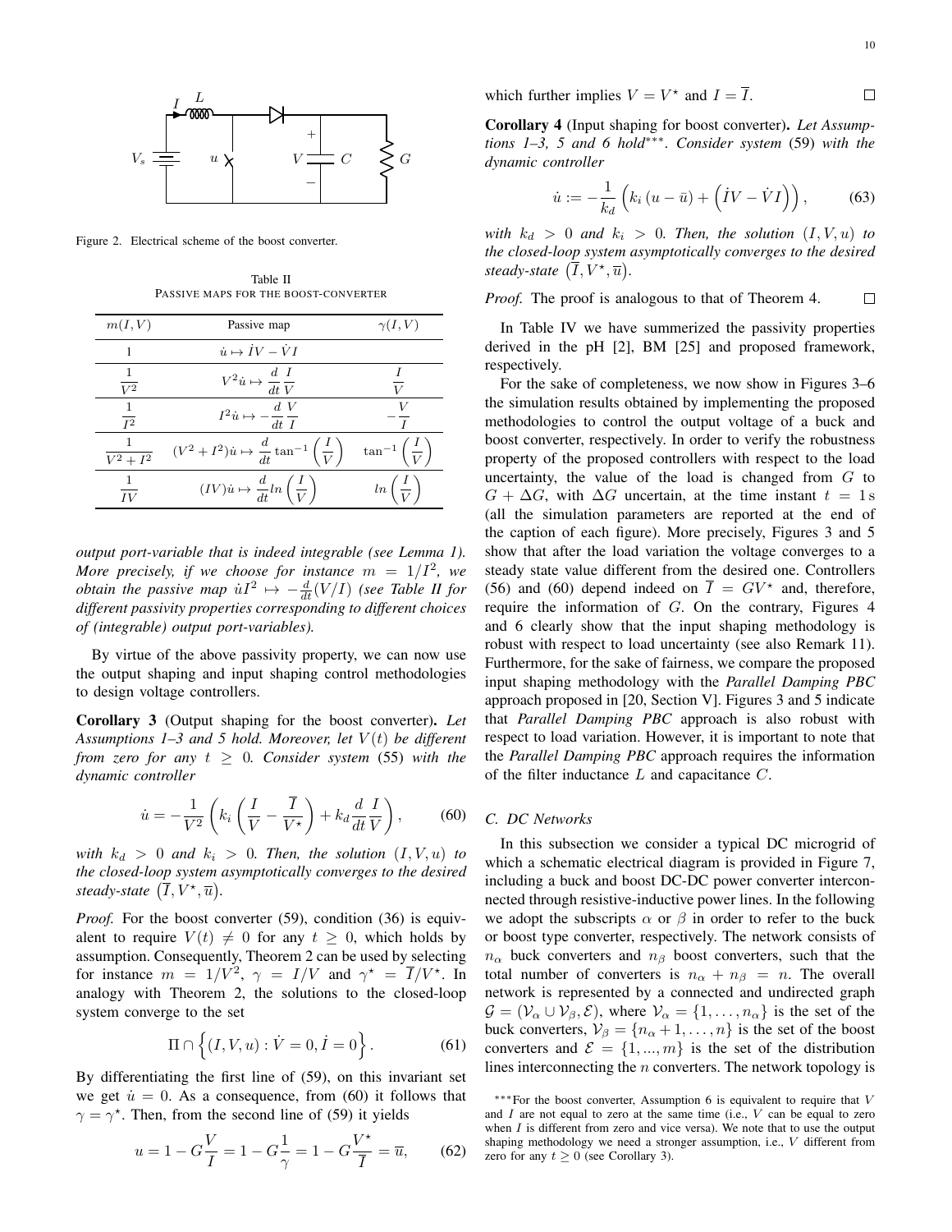Figure 2. Electrical scheme of the boost converter.

Table II
PASSIVE MAPS FOR THE BOOST-CONVERTER

| $m(I,V)$ | Passive map | $\gamma(I,V)$ |
|---|---|---|
| $1$ | $\dot{u} \mapsto \dot{I}V - \dot{V}I$ | |
| $\dfrac{1}{V^2}$ | $V^2\dot{u} \mapsto \dfrac{d}{dt}\dfrac{I}{V}$ | $\dfrac{I}{V}$ |
| $\dfrac{1}{I^2}$ | $I^2\dot{u} \mapsto -\dfrac{d}{dt}\dfrac{V}{I}$ | $-\dfrac{V}{I}$ |
| $\dfrac{1}{V^2+I^2}$ | $(V^2+I^2)\dot{u} \mapsto \dfrac{d}{dt}\tan^{-1}\left(\dfrac{I}{V}\right)$ | $\tan^{-1}\left(\dfrac{I}{V}\right)$ |
| $\dfrac{1}{IV}$ | $(IV)\dot{u} \mapsto \dfrac{d}{dt}ln\left(\dfrac{I}{V}\right)$ | $ln\left(\dfrac{I}{V}\right)$ |

*output port-variable that is indeed integrable (see Lemma 1). More precisely, if we choose for instance $m = 1/I^2$, we obtain the passive map $\dot{u}I^2 \mapsto -\frac{d}{dt}(V/I)$ (see Table II for different passivity properties corresponding to different choices of (integrable) output port-variables).*

By virtue of the above passivity property, we can now use the output shaping and input shaping control methodologies to design voltage controllers.

**Corollary 3** (Output shaping for the boost converter)**.** *Let Assumptions 1–3 and 5 hold. Moreover, let $V(t)$ be different from zero for any $t \geq 0$. Consider system* (55) *with the dynamic controller*

$$\dot{u} = -\frac{1}{V^2}\left(k_i\left(\frac{I}{V} - \frac{\overline{I}}{V^\star}\right) + k_d\frac{d}{dt}\frac{I}{V}\right), \tag{60}$$

*with $k_d > 0$ and $k_i > 0$. Then, the solution $(I, V, u)$ to the closed-loop system asymptotically converges to the desired steady-state $\left(\overline{I}, V^\star, \overline{u}\right)$.*

*Proof.* For the boost converter (59), condition (36) is equivalent to require $V(t) \neq 0$ for any $t \geq 0$, which holds by assumption. Consequently, Theorem 2 can be used by selecting for instance $m = 1/V^2$, $\gamma = I/V$ and $\gamma^\star = \overline{I}/V^\star$. In analogy with Theorem 2, the solutions to the closed-loop system converge to the set

$$\Pi \cap \left\{(I, V, u) : \dot{V} = 0, \dot{I} = 0\right\}. \tag{61}$$

By differentiating the first line of (59), on this invariant set we get $\dot{u} = 0$. As a consequence, from (60) it follows that $\gamma = \gamma^\star$. Then, from the second line of (59) it yields

$$u = 1 - G\frac{V}{I} = 1 - G\frac{1}{\gamma} = 1 - G\frac{V^\star}{\overline{I}} = \overline{u}, \tag{62}$$

which further implies $V = V^\star$ and $I = \overline{I}$. □

**Corollary 4** (Input shaping for boost converter)**.** *Let Assumptions 1–3, 5 and 6 hold\*\*\*. Consider system* (59) *with the dynamic controller*

$$\dot{u} := -\frac{1}{k_d}\left(k_i\left(u - \bar{u}\right) + \left(\dot{I}V - \dot{V}I\right)\right), \tag{63}$$

*with $k_d > 0$ and $k_i > 0$. Then, the solution $(I, V, u)$ to the closed-loop system asymptotically converges to the desired steady-state $\left(\overline{I}, V^\star, \overline{u}\right)$.*

*Proof.* The proof is analogous to that of Theorem 4. □

In Table IV we have summerized the passivity properties derived in the pH [2], BM [25] and proposed framework, respectively.

For the sake of completeness, we now show in Figures 3–6 the simulation results obtained by implementing the proposed methodologies to control the output voltage of a buck and boost converter, respectively. In order to verify the robustness property of the proposed controllers with respect to the load uncertainty, the value of the load is changed from $G$ to $G + \Delta G$, with $\Delta G$ uncertain, at the time instant $t = 1\,\text{s}$ (all the simulation parameters are reported at the end of the caption of each figure). More precisely, Figures 3 and 5 show that after the load variation the voltage converges to a steady state value different from the desired one. Controllers (56) and (60) depend indeed on $\overline{I} = GV^\star$ and, therefore, require the information of $G$. On the contrary, Figures 4 and 6 clearly show that the input shaping methodology is robust with respect to load uncertainty (see also Remark 11). Furthermore, for the sake of fairness, we compare the proposed input shaping methodology with the *Parallel Damping PBC* approach proposed in [20, Section V]. Figures 3 and 5 indicate that *Parallel Damping PBC* approach is also robust with respect to load variation. However, it is important to note that the *Parallel Damping PBC* approach requires the information of the filter inductance $L$ and capacitance $C$.

### C. DC Networks

In this subsection we consider a typical DC microgrid of which a schematic electrical diagram is provided in Figure 7, including a buck and boost DC-DC power converter interconnected through resistive-inductive power lines. In the following we adopt the subscripts $\alpha$ or $\beta$ in order to refer to the buck or boost type converter, respectively. The network consists of $n_\alpha$ buck converters and $n_\beta$ boost converters, such that the total number of converters is $n_\alpha + n_\beta = n$. The overall network is represented by a connected and undirected graph $\mathcal{G} = (\mathcal{V}_\alpha \cup \mathcal{V}_\beta, \mathcal{E})$, where $\mathcal{V}_\alpha = \{1, \ldots, n_\alpha\}$ is the set of the buck converters, $\mathcal{V}_\beta = \{n_\alpha + 1, \ldots, n\}$ is the set of the boost converters and $\mathcal{E} = \{1, ..., m\}$ is the set of the distribution lines interconnecting the $n$ converters. The network topology is

\*\*\*For the boost converter, Assumption 6 is equivalent to require that $V$ and $I$ are not equal to zero at the same time (i.e., $V$ can be equal to zero when $I$ is different from zero and vice versa). We note that to use the output shaping methodology we need a stronger assumption, i.e., $V$ different from zero for any $t \geq 0$ (see Corollary 3).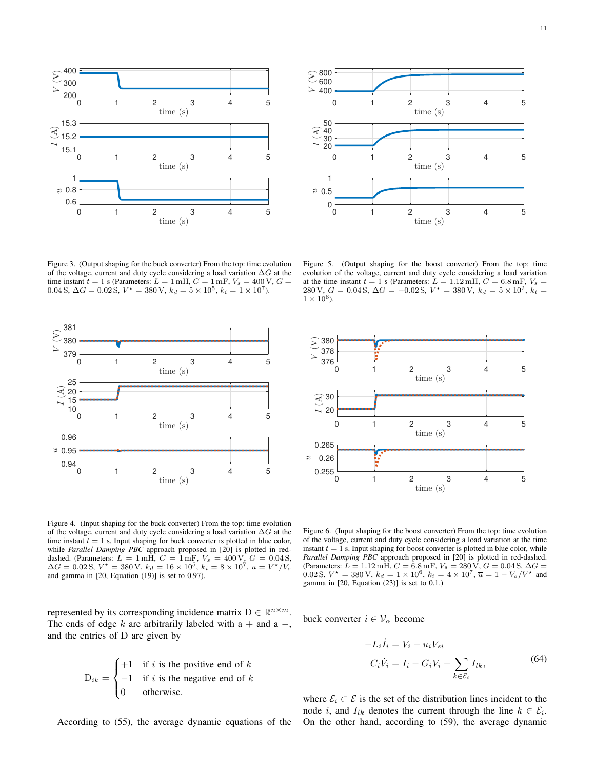Figure 3. (Output shaping for the buck converter) From the top: time evolution of the voltage, current and duty cycle considering a load variation $\Delta G$ at the time instant $t = 1$ s (Parameters: $L = 1\,\mathrm{mH}$, $C = 1\,\mathrm{mF}$, $V_s = 400\,\mathrm{V}$, $G = 0.04\,\mathrm{S}$, $\Delta G = 0.02\,\mathrm{S}$, $V^\star = 380\,\mathrm{V}$, $k_d = 5 \times 10^5$, $k_i = 1 \times 10^7$).

Figure 5. (Output shaping for the boost converter) From the top: time evolution of the voltage, current and duty cycle considering a load variation at the time instant $t = 1$ s (Parameters: $L = 1.12\,\mathrm{mH}$, $C = 6.8\,\mathrm{mF}$, $V_s = 280\,\mathrm{V}$, $G = 0.04\,\mathrm{S}$, $\Delta G = -0.02\,\mathrm{S}$, $V^\star = 380\,\mathrm{V}$, $k_d = 5 \times 10^2$, $k_i = 1 \times 10^6$).

Figure 4. (Input shaping for the buck converter) From the top: time evolution of the voltage, current and duty cycle considering a load variation $\Delta G$ at the time instant $t = 1$ s. Input shaping for buck converter is plotted in blue color, while *Parallel Damping PBC* approach proposed in [20] is plotted in red-dashed. (Parameters: $L = 1\,\mathrm{mH}$, $C = 1\,\mathrm{mF}$, $V_s = 400\,\mathrm{V}$, $G = 0.04\,\mathrm{S}$, $\Delta G = 0.02\,\mathrm{S}$, $V^\star = 380\,\mathrm{V}$, $k_d = 16 \times 10^5$, $k_i = 8 \times 10^7$, $\overline{u} = V^\star/V_s$ and gamma in [20, Equation (19)] is set to 0.97).

Figure 6. (Input shaping for the boost converter) From the top: time evolution of the voltage, current and duty cycle considering a load variation at the time instant $t = 1$ s. Input shaping for boost converter is plotted in blue color, while *Parallel Damping PBC* approach proposed in [20] is plotted in red-dashed. (Parameters: $L = 1.12\,\mathrm{mH}$, $C = 6.8\,\mathrm{mF}$, $V_s = 280\,\mathrm{V}$, $G = 0.04\,\mathrm{S}$, $\Delta G = 0.02\,\mathrm{S}$, $V^\star = 380\,\mathrm{V}$, $k_d = 1 \times 10^6$, $k_i = 4 \times 10^7$, $\overline{u} = 1 - V_s/V^\star$ and gamma in [20, Equation (23)] is set to 0.1.)

represented by its corresponding incidence matrix $\mathrm{D} \in \mathbb{R}^{n \times m}$. The ends of edge $k$ are arbitrarily labeled with a $+$ and a $-$, and the entries of D are given by

$$
\mathrm{D}_{ik} = \begin{cases} +1 & \text{if } i \text{ is the positive end of } k \\ -1 & \text{if } i \text{ is the negative end of } k \\ 0 & \text{otherwise.} \end{cases}
$$

According to (55), the average dynamic equations of the buck converter $i \in \mathcal{V}_\alpha$ become

$$
\begin{aligned}
-L_i \dot{I}_i &= V_i - u_i V_{si} \\
C_i \dot{V}_i &= I_i - G_i V_i - \sum_{k \in \mathcal{E}_i} I_{lk},
\end{aligned} \tag{64}
$$

where $\mathcal{E}_i \subset \mathcal{E}$ is the set of the distribution lines incident to the node $i$, and $I_{lk}$ denotes the current through the line $k \in \mathcal{E}_i$. On the other hand, according to (59), the average dynamic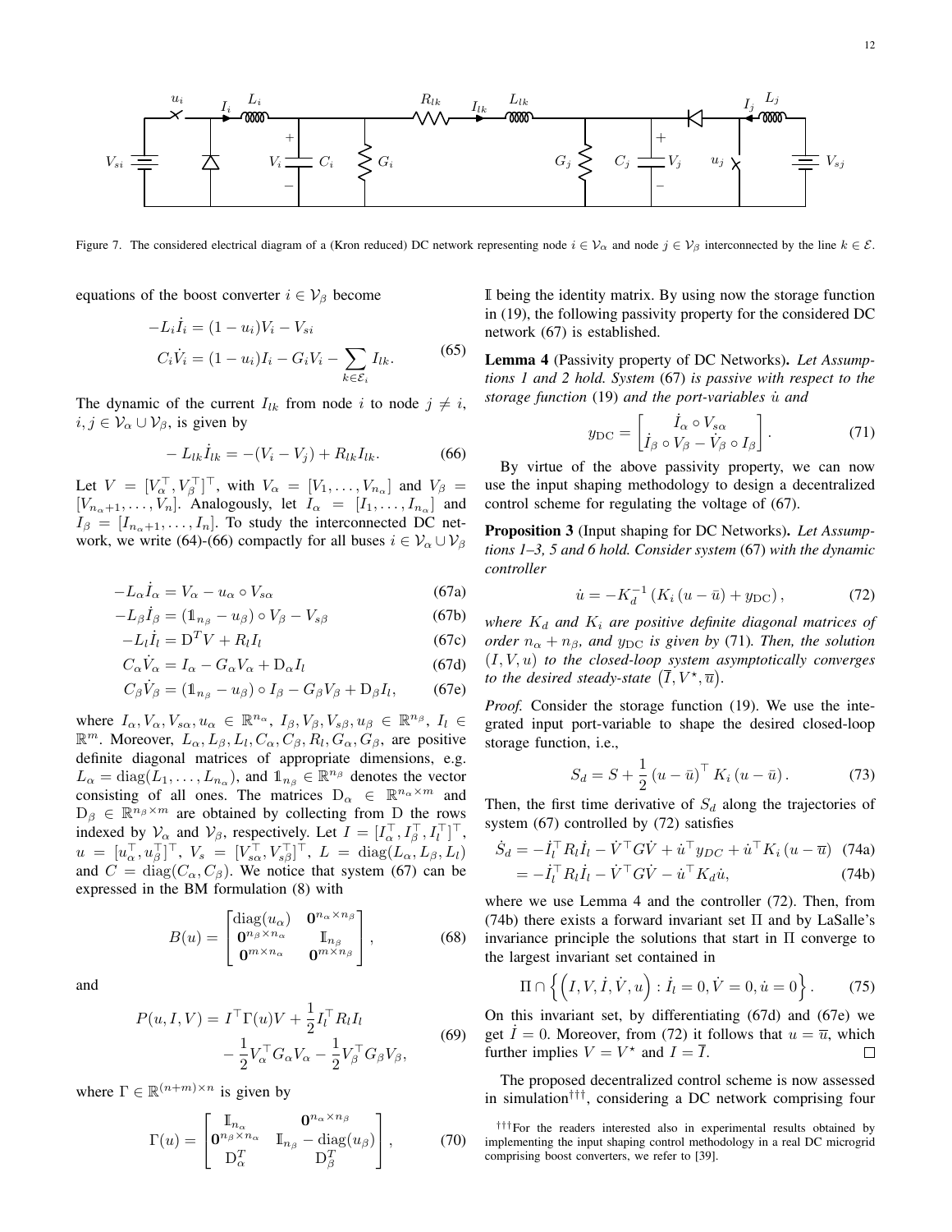Figure 7. The considered electrical diagram of a (Kron reduced) DC network representing node $i \in \mathcal{V}_\alpha$ and node $j \in \mathcal{V}_\beta$ interconnected by the line $k \in \mathcal{E}$.

equations of the boost converter $i \in \mathcal{V}_\beta$ become

$$
\begin{aligned}
-L_i \dot{I}_i &= (1-u_i)V_i - V_{si} \\
C_i \dot{V}_i &= (1-u_i)I_i - G_i V_i - \sum_{k\in\mathcal{E}_i} I_{lk}.
\end{aligned} \tag{65}
$$

The dynamic of the current $I_{lk}$ from node $i$ to node $j \neq i$, $i, j \in \mathcal{V}_\alpha \cup \mathcal{V}_\beta$, is given by

$$
-L_{lk}\dot{I}_{lk} = -(V_i - V_j) + R_{lk} I_{lk}. \tag{66}
$$

Let $V = [V_\alpha^\top, V_\beta^\top]^\top$, with $V_\alpha = [V_1, \ldots, V_{n_\alpha}]$ and $V_\beta = [V_{n_\alpha+1}, \ldots, V_n]$. Analogously, let $I_\alpha = [I_1, \ldots, I_{n_\alpha}]$ and $I_\beta = [I_{n_\alpha+1}, \ldots, I_n]$. To study the interconnected DC network, we write (64)-(66) compactly for all buses $i \in \mathcal{V}_\alpha \cup \mathcal{V}_\beta$

$$
-L_\alpha \dot{I}_\alpha = V_\alpha - u_\alpha \circ V_{s\alpha} \tag{67a}
$$

$$
-L_\beta \dot{I}_\beta = (\mathbb{1}_{n_\beta} - u_\beta) \circ V_\beta - V_{s\beta} \tag{67b}
$$

$$
-L_l \dot{I}_l = \mathrm{D}^T V + R_l I_l \tag{67c}
$$

$$
C_\alpha \dot{V}_\alpha = I_\alpha - G_\alpha V_\alpha + \mathrm{D}_\alpha I_l \tag{67d}
$$

$$
C_\beta \dot{V}_\beta = (\mathbb{1}_{n_\beta} - u_\beta) \circ I_\beta - G_\beta V_\beta + \mathrm{D}_\beta I_l, \tag{67e}
$$

where $I_\alpha, V_\alpha, V_{s\alpha}, u_\alpha \in \mathbb{R}^{n_\alpha}$, $I_\beta, V_\beta, V_{s\beta}, u_\beta \in \mathbb{R}^{n_\beta}$, $I_l \in \mathbb{R}^m$. Moreover, $L_\alpha, L_\beta, L_l, C_\alpha, C_\beta, R_l, G_\alpha, G_\beta$, are positive definite diagonal matrices of appropriate dimensions, e.g. $L_\alpha = \mathrm{diag}(L_1, \ldots, L_{n_\alpha})$, and $\mathbb{1}_{n_\beta} \in \mathbb{R}^{n_\beta}$ denotes the vector consisting of all ones. The matrices $\mathrm{D}_\alpha \in \mathbb{R}^{n_\alpha \times m}$ and $\mathrm{D}_\beta \in \mathbb{R}^{n_\beta \times m}$ are obtained by collecting from D the rows indexed by $\mathcal{V}_\alpha$ and $\mathcal{V}_\beta$, respectively. Let $I = [I_\alpha^\top, I_\beta^\top, I_l^\top]^\top$, $u = [u_\alpha^\top, u_\beta^\top]^\top$, $V_s = [V_{s\alpha}^\top, V_{s\beta}^\top]^\top$, $L = \mathrm{diag}(L_\alpha, L_\beta, L_l)$ and $C = \mathrm{diag}(C_\alpha, C_\beta)$. We notice that system (67) can be expressed in the BM formulation (8) with

$$
B(u) = \begin{bmatrix} \mathrm{diag}(u_\alpha) & \mathbf{0}^{n_\alpha \times n_\beta} \\ \mathbf{0}^{n_\beta \times n_\alpha} & \mathbb{I}_{n_\beta} \\ \mathbf{0}^{m \times n_\alpha} & \mathbf{0}^{m \times n_\beta} \end{bmatrix}, \tag{68}
$$

and

$$
\begin{aligned}
P(u, I, V) = {} & I^\top \Gamma(u) V + \frac{1}{2} I_l^\top R_l I_l \\
& - \frac{1}{2} V_\alpha^\top G_\alpha V_\alpha - \frac{1}{2} V_\beta^\top G_\beta V_\beta,
\end{aligned} \tag{69}
$$

where $\Gamma \in \mathbb{R}^{(n+m)\times n}$ is given by

$$
\Gamma(u) = \begin{bmatrix} \mathbb{I}_{n_\alpha} & \mathbf{0}^{n_\alpha \times n_\beta} \\ \mathbf{0}^{n_\beta \times n_\alpha} & \mathbb{I}_{n_\beta} - \mathrm{diag}(u_\beta) \\ \mathrm{D}_\alpha^T & \mathrm{D}_\beta^T \end{bmatrix}, \tag{70}
$$

$\mathbb{I}$ being the identity matrix. By using now the storage function in (19), the following passivity property for the considered DC network (67) is established.

**Lemma 4** (Passivity property of DC Networks)**.** *Let Assumptions 1 and 2 hold. System* (67) *is passive with respect to the storage function* (19) *and the port-variables* $\dot{u}$ *and*

$$
y_{\mathrm{DC}} = \begin{bmatrix} \dot{I}_\alpha \circ V_{s\alpha} \\ \dot{I}_\beta \circ V_\beta - \dot{V}_\beta \circ I_\beta \end{bmatrix}. \tag{71}
$$

By virtue of the above passivity property, we can now use the input shaping methodology to design a decentralized control scheme for regulating the voltage of (67).

**Proposition 3** (Input shaping for DC Networks)**.** *Let Assumptions 1–3, 5 and 6 hold. Consider system* (67) *with the dynamic controller*

$$
\dot{u} = -K_d^{-1}\left(K_i\left(u - \bar{u}\right) + y_{\mathrm{DC}}\right), \tag{72}
$$

*where* $K_d$ *and* $K_i$ *are positive definite diagonal matrices of order* $n_\alpha + n_\beta$*, and* $y_{\mathrm{DC}}$ *is given by* (71)*. Then, the solution* $(I, V, u)$ *to the closed-loop system asymptotically converges to the desired steady-state* $\left(\overline{I}, V^\star, \overline{u}\right)$*.*

*Proof.* Consider the storage function (19). We use the integrated input port-variable to shape the desired closed-loop storage function, i.e.,

$$
S_d = S + \frac{1}{2}\left(u - \bar{u}\right)^\top K_i \left(u - \bar{u}\right). \tag{73}
$$

Then, the first time derivative of $S_d$ along the trajectories of system (67) controlled by (72) satisfies

$$
\dot{S}_d = -\dot{I}_l^\top R_l \dot{I}_l - \dot{V}^\top G \dot{V} + \dot{u}^\top y_{DC} + \dot{u}^\top K_i \left(u - \overline{u}\right) \tag{74a}
$$

$$
= -\dot{I}_l^\top R_l \dot{I}_l - \dot{V}^\top G \dot{V} - \dot{u}^\top K_d \dot{u}, \tag{74b}
$$

where we use Lemma 4 and the controller (72). Then, from (74b) there exists a forward invariant set $\Pi$ and by LaSalle's invariance principle the solutions that start in $\Pi$ converge to the largest invariant set contained in

$$
\Pi \cap \left\{ \left(I, V, \dot{I}, \dot{V}, u\right) : \dot{I}_l = 0, \dot{V} = 0, \dot{u} = 0 \right\}. \tag{75}
$$

On this invariant set, by differentiating (67d) and (67e) we get $\dot{I} = 0$. Moreover, from (72) it follows that $u = \overline{u}$, which further implies $V = V^\star$ and $I = \overline{I}$. $\square$

The proposed decentralized control scheme is now assessed in simulation[†††], considering a DC network comprising four

[†††]For the readers interested also in experimental results obtained by implementing the input shaping control methodology in a real DC microgrid comprising boost converters, we refer to [39].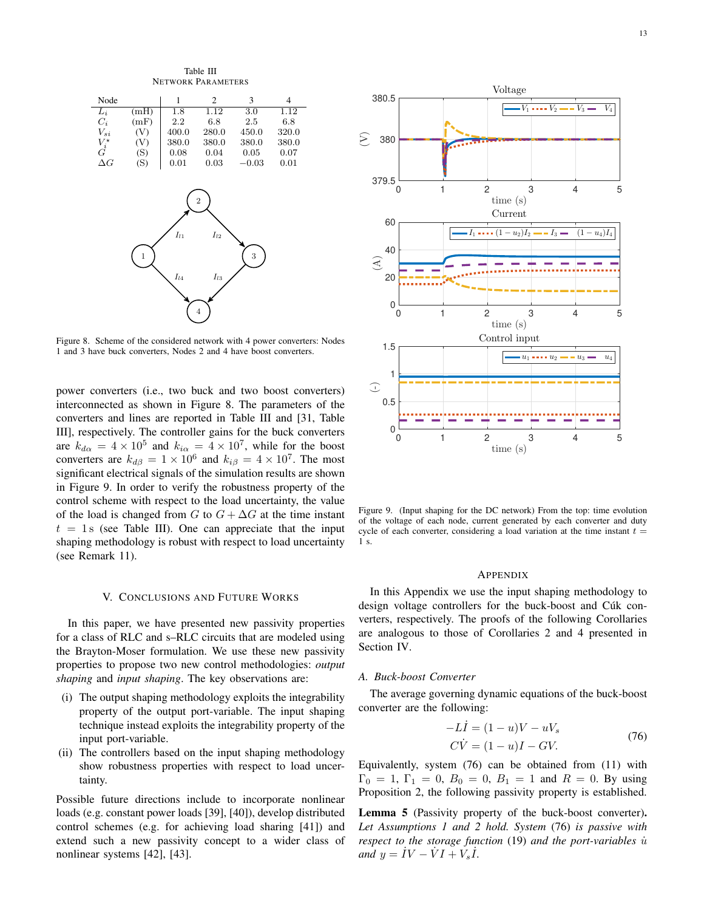Table III
NETWORK PARAMETERS

| Node | | 1 | 2 | 3 | 4 |
|---|---|---|---|---|---|
| $L_i$ | (mH) | 1.8 | 1.12 | 3.0 | 1.12 |
| $C_i$ | (mF) | 2.2 | 6.8 | 2.5 | 6.8 |
| $V_{si}$ | (V) | 400.0 | 280.0 | 450.0 | 320.0 |
| $V_i^\star$ | (V) | 380.0 | 380.0 | 380.0 | 380.0 |
| $G$ | (S) | 0.08 | 0.04 | 0.05 | 0.07 |
| $\Delta G$ | (S) | 0.01 | 0.03 | $-0.03$ | 0.01 |

Figure 8. Scheme of the considered network with 4 power converters: Nodes 1 and 3 have buck converters, Nodes 2 and 4 have boost converters.

power converters (i.e., two buck and two boost converters) interconnected as shown in Figure 8. The parameters of the converters and lines are reported in Table III and [31, Table III], respectively. The controller gains for the buck converters are $k_{d\alpha} = 4 \times 10^5$ and $k_{i\alpha} = 4 \times 10^7$, while for the boost converters are $k_{d\beta} = 1 \times 10^6$ and $k_{i\beta} = 4 \times 10^7$. The most significant electrical signals of the simulation results are shown in Figure 9. In order to verify the robustness property of the control scheme with respect to the load uncertainty, the value of the load is changed from $G$ to $G + \Delta G$ at the time instant $t = 1\,\text{s}$ (see Table III). One can appreciate that the input shaping methodology is robust with respect to load uncertainty (see Remark 11).

Figure 9. (Input shaping for the DC network) From the top: time evolution of the voltage of each node, current generated by each converter and duty cycle of each converter, considering a load variation at the time instant $t = 1$ s.

## V. CONCLUSIONS AND FUTURE WORKS

In this paper, we have presented new passivity properties for a class of RLC and s–RLC circuits that are modeled using the Brayton-Moser formulation. We use these new passivity properties to propose two new control methodologies: *output shaping* and *input shaping*. The key observations are:

(i) The output shaping methodology exploits the integrability property of the output port-variable. The input shaping technique instead exploits the integrability property of the input port-variable.

(ii) The controllers based on the input shaping methodology show robustness properties with respect to load uncertainty.

Possible future directions include to incorporate nonlinear loads (e.g. constant power loads [39], [40]), develop distributed control schemes (e.g. for achieving load sharing [41]) and extend such a new passivity concept to a wider class of nonlinear systems [42], [43].

## APPENDIX

In this Appendix we use the input shaping methodology to design voltage controllers for the buck-boost and Cúk converters, respectively. The proofs of the following Corollaries are analogous to those of Corollaries 2 and 4 presented in Section IV.

### A. Buck-boost Converter

The average governing dynamic equations of the buck-boost converter are the following:

$$
\begin{aligned}
-L\dot{I} &= (1-u)V - uV_s \\
C\dot{V} &= (1-u)I - GV.
\end{aligned}
\tag{76}
$$

Equivalently, system (76) can be obtained from (11) with $\Gamma_0 = 1$, $\Gamma_1 = 0$, $B_0 = 0$, $B_1 = 1$ and $R = 0$. By using Proposition 2, the following passivity property is established.

**Lemma 5** (Passivity property of the buck-boost converter)**.** *Let Assumptions 1 and 2 hold. System* (76) *is passive with respect to the storage function* (19) *and the port-variables* $\dot{u}$ *and* $y = \dot{I}V - \dot{V}I + V_s\dot{I}$.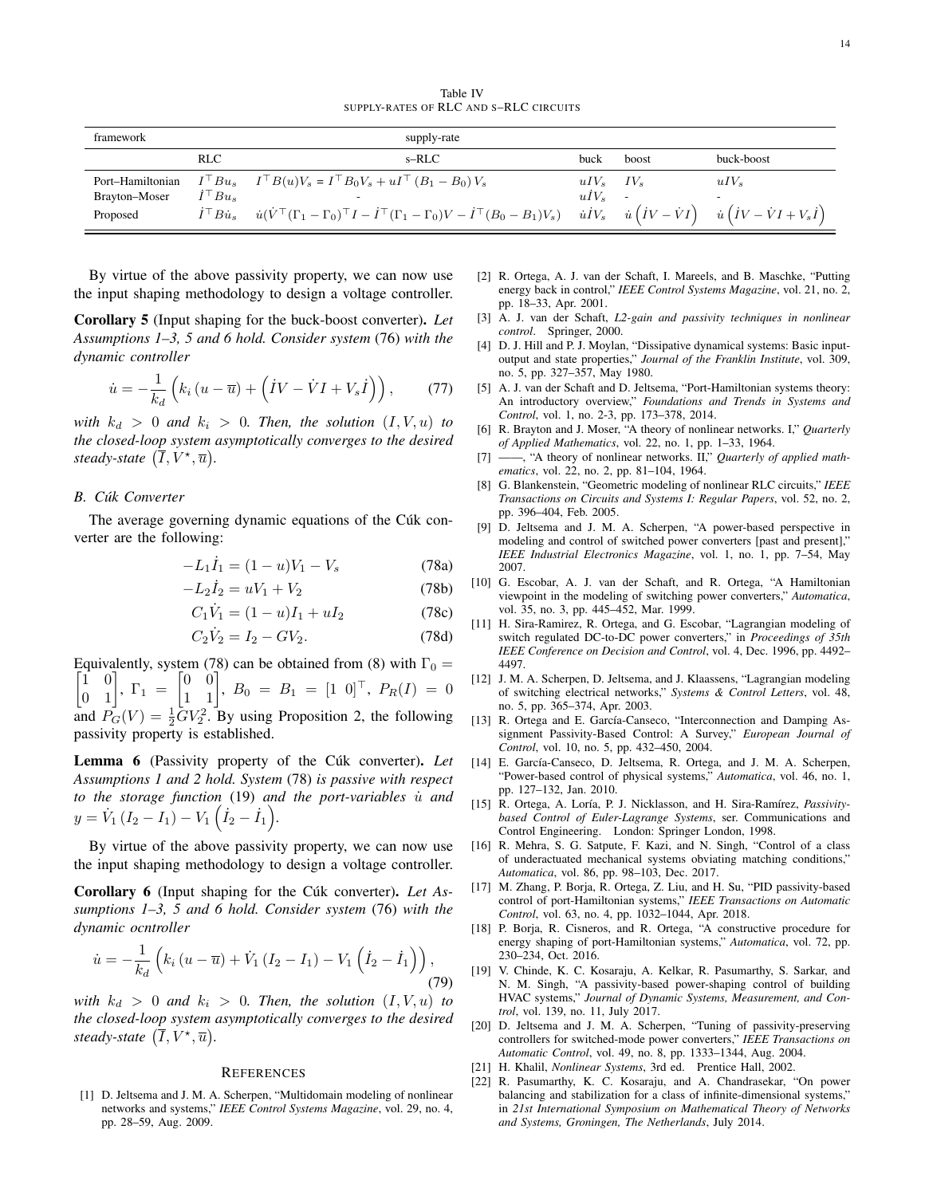Table IV
SUPPLY-RATES OF RLC AND S–RLC CIRCUITS

| framework | supply-rate | | | | |
|---|---|---|---|---|---|
| | RLC | s–RLC | buck | boost | buck-boost |
| Port–Hamiltonian | $I^\top B u_s$ | $I^\top B(u)V_s = I^\top B_0 V_s + uI^\top (B_1 - B_0) V_s$ | $uIV_s$ | $IV_s$ | $uIV_s$ |
| Brayton–Moser | $\dot{I}^\top B u_s$ | - | $u\dot{I}V_s$ | - | - |
| Proposed | $\dot{I}^\top B\dot{u}_s$ | $\dot{u}(\dot{V}^\top(\Gamma_1-\Gamma_0)^\top I - \dot{I}^\top(\Gamma_1-\Gamma_0)V - \dot{I}^\top(B_0-B_1)V_s)$ | $\dot{u}\dot{I}V_s$ | $\dot{u}\left(\dot{I}V - \dot{V}I\right)$ | $\dot{u}\left(\dot{I}V - \dot{V}I + V_s\dot{I}\right)$ |

By virtue of the above passivity property, we can now use the input shaping methodology to design a voltage controller.

**Corollary 5** (Input shaping for the buck-boost converter)**.** *Let Assumptions 1–3, 5 and 6 hold. Consider system* (76) *with the dynamic controller*

$$\dot{u} = -\frac{1}{k_d}\left(k_i\left(u-\overline{u}\right) + \left(\dot{I}V - \dot{V}I + V_s\dot{I}\right)\right), \tag{77}$$

*with $k_d > 0$ and $k_i > 0$. Then, the solution $(I, V, u)$ to the closed-loop system asymptotically converges to the desired steady-state $\left(\overline{I}, V^\star, \overline{u}\right)$.*

### B. Cúk Converter

The average governing dynamic equations of the Cúk converter are the following:

$$-L_1\dot{I}_1 = (1-u)V_1 - V_s \tag{78a}$$

$$-L_2\dot{I}_2 = uV_1 + V_2 \tag{78b}$$

$$C_1\dot{V}_1 = (1-u)I_1 + uI_2 \tag{78c}$$

$$C_2\dot{V}_2 = I_2 - GV_2. \tag{78d}$$

Equivalently, system (78) can be obtained from (8) with $\Gamma_0 = \begin{bmatrix}1 & 0\\ 0 & 1\end{bmatrix}$, $\Gamma_1 = \begin{bmatrix}0 & 0\\ 1 & 1\end{bmatrix}$, $B_0 = B_1 = [1\ 0]^\top$, $P_R(I) = 0$ and $P_G(V) = \frac{1}{2}GV_2^2$. By using Proposition 2, the following passivity property is established.

**Lemma 6** (Passivity property of the Cúk converter)**.** *Let Assumptions 1 and 2 hold. System* (78) *is passive with respect to the storage function* (19) *and the port-variables $\dot{u}$ and $y = \dot{V}_1\left(I_2 - I_1\right) - V_1\left(\dot{I}_2 - \dot{I}_1\right)$.*

By virtue of the above passivity property, we can now use the input shaping methodology to design a voltage controller.

**Corollary 6** (Input shaping for the Cúk converter)**.** *Let Assumptions 1–3, 5 and 6 hold. Consider system* (76) *with the dynamic ocntroller*

$$\dot{u} = -\frac{1}{k_d}\left(k_i\left(u-\overline{u}\right) + \dot{V}_1\left(I_2 - I_1\right) - V_1\left(\dot{I}_2 - \dot{I}_1\right)\right), \tag{79}$$

*with $k_d > 0$ and $k_i > 0$. Then, the solution $(I, V, u)$ to the closed-loop system asymptotically converges to the desired steady-state $\left(\overline{I}, V^\star, \overline{u}\right)$.*

## REFERENCES

[1] D. Jeltsema and J. M. A. Scherpen, "Multidomain modeling of nonlinear networks and systems," *IEEE Control Systems Magazine*, vol. 29, no. 4, pp. 28–59, Aug. 2009.

[2] R. Ortega, A. J. van der Schaft, I. Mareels, and B. Maschke, "Putting energy back in control," *IEEE Control Systems Magazine*, vol. 21, no. 2, pp. 18–33, Apr. 2001.

[3] A. J. van der Schaft, *L2-gain and passivity techniques in nonlinear control*. Springer, 2000.

[4] D. J. Hill and P. J. Moylan, "Dissipative dynamical systems: Basic input-output and state properties," *Journal of the Franklin Institute*, vol. 309, no. 5, pp. 327–357, May 1980.

[5] A. J. van der Schaft and D. Jeltsema, "Port-Hamiltonian systems theory: An introductory overview," *Foundations and Trends in Systems and Control*, vol. 1, no. 2-3, pp. 173–378, 2014.

[6] R. Brayton and J. Moser, "A theory of nonlinear networks. I," *Quarterly of Applied Mathematics*, vol. 22, no. 1, pp. 1–33, 1964.

[7] ——, "A theory of nonlinear networks. II," *Quarterly of applied mathematics*, vol. 22, no. 2, pp. 81–104, 1964.

[8] G. Blankenstein, "Geometric modeling of nonlinear RLC circuits," *IEEE Transactions on Circuits and Systems I: Regular Papers*, vol. 52, no. 2, pp. 396–404, Feb. 2005.

[9] D. Jeltsema and J. M. A. Scherpen, "A power-based perspective in modeling and control of switched power converters [past and present]," *IEEE Industrial Electronics Magazine*, vol. 1, no. 1, pp. 7–54, May 2007.

[10] G. Escobar, A. J. van der Schaft, and R. Ortega, "A Hamiltonian viewpoint in the modeling of switching power converters," *Automatica*, vol. 35, no. 3, pp. 445–452, Mar. 1999.

[11] H. Sira-Ramirez, R. Ortega, and G. Escobar, "Lagrangian modeling of switch regulated DC-to-DC power converters," in *Proceedings of 35th IEEE Conference on Decision and Control*, vol. 4, Dec. 1996, pp. 4492–4497.

[12] J. M. A. Scherpen, D. Jeltsema, and J. Klaassens, "Lagrangian modeling of switching electrical networks," *Systems & Control Letters*, vol. 48, no. 5, pp. 365–374, Apr. 2003.

[13] R. Ortega and E. García-Canseco, "Interconnection and Damping Assignment Passivity-Based Control: A Survey," *European Journal of Control*, vol. 10, no. 5, pp. 432–450, 2004.

[14] E. García-Canseco, D. Jeltsema, R. Ortega, and J. M. A. Scherpen, "Power-based control of physical systems," *Automatica*, vol. 46, no. 1, pp. 127–132, Jan. 2010.

[15] R. Ortega, A. Loría, P. J. Nicklasson, and H. Sira-Ramírez, *Passivity-based Control of Euler-Lagrange Systems*, ser. Communications and Control Engineering. London: Springer London, 1998.

[16] R. Mehra, S. G. Satpute, F. Kazi, and N. Singh, "Control of a class of underactuated mechanical systems obviating matching conditions," *Automatica*, vol. 86, pp. 98–103, Dec. 2017.

[17] M. Zhang, P. Borja, R. Ortega, Z. Liu, and H. Su, "PID passivity-based control of port-Hamiltonian systems," *IEEE Transactions on Automatic Control*, vol. 63, no. 4, pp. 1032–1044, Apr. 2018.

[18] P. Borja, R. Cisneros, and R. Ortega, "A constructive procedure for energy shaping of port-Hamiltonian systems," *Automatica*, vol. 72, pp. 230–234, Oct. 2016.

[19] V. Chinde, K. C. Kosaraju, A. Kelkar, R. Pasumarthy, S. Sarkar, and N. M. Singh, "A passivity-based power-shaping control of building HVAC systems," *Journal of Dynamic Systems, Measurement, and Control*, vol. 139, no. 11, July 2017.

[20] D. Jeltsema and J. M. A. Scherpen, "Tuning of passivity-preserving controllers for switched-mode power converters," *IEEE Transactions on Automatic Control*, vol. 49, no. 8, pp. 1333–1344, Aug. 2004.

[21] H. Khalil, *Nonlinear Systems*, 3rd ed. Prentice Hall, 2002.

[22] R. Pasumarthy, K. C. Kosaraju, and A. Chandrasekar, "On power balancing and stabilization for a class of infinite-dimensional systems," in *21st International Symposium on Mathematical Theory of Networks and Systems, Groningen, The Netherlands*, July 2014.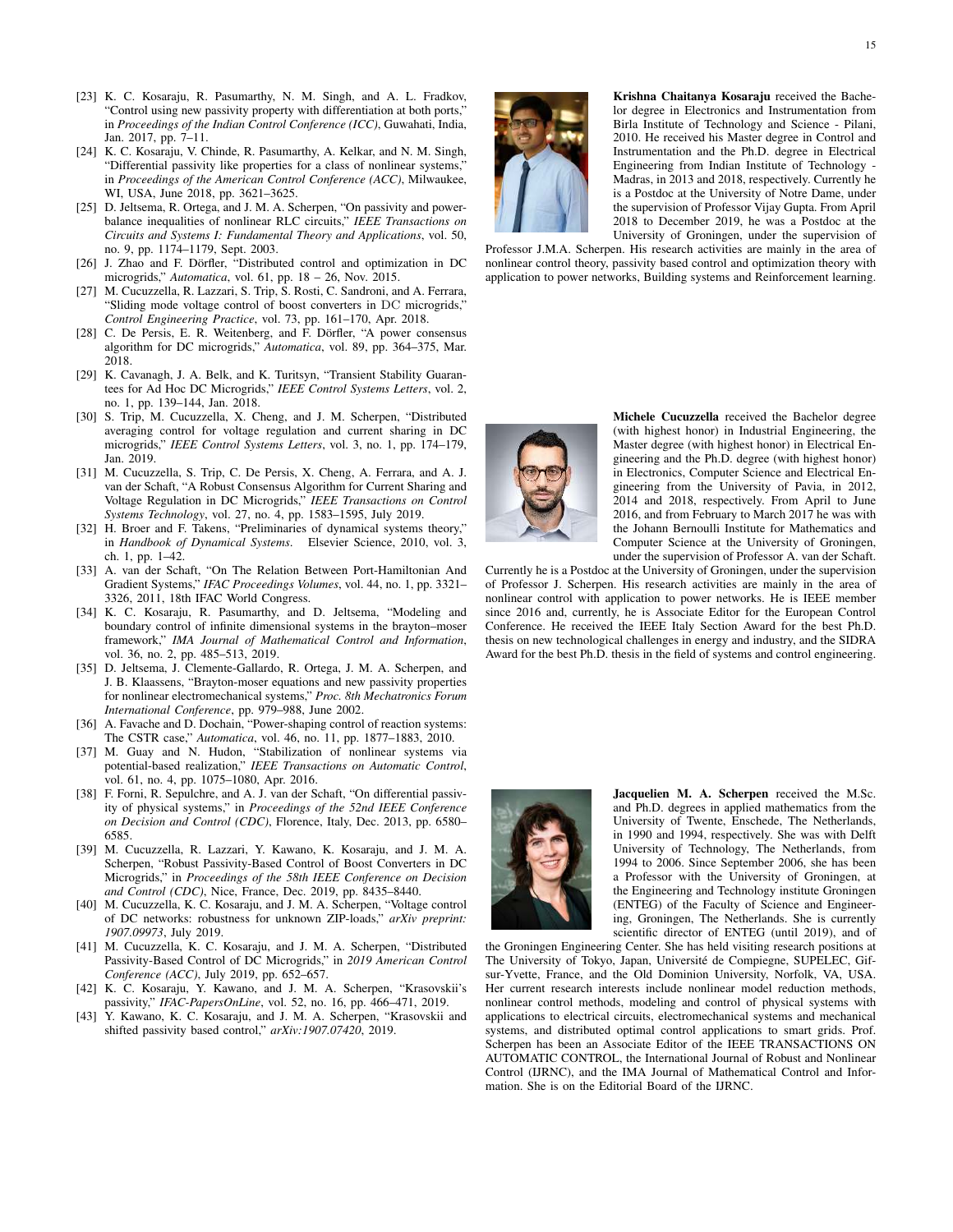[23] K. C. Kosaraju, R. Pasumarthy, N. M. Singh, and A. L. Fradkov, "Control using new passivity property with differentiation at both ports," in *Proceedings of the Indian Control Conference (ICC)*, Guwahati, India, Jan. 2017, pp. 7–11.

[24] K. C. Kosaraju, V. Chinde, R. Pasumarthy, A. Kelkar, and N. M. Singh, "Differential passivity like properties for a class of nonlinear systems," in *Proceedings of the American Control Conference (ACC)*, Milwaukee, WI, USA, June 2018, pp. 3621–3625.

[25] D. Jeltsema, R. Ortega, and J. M. A. Scherpen, "On passivity and power-balance inequalities of nonlinear RLC circuits," *IEEE Transactions on Circuits and Systems I: Fundamental Theory and Applications*, vol. 50, no. 9, pp. 1174–1179, Sept. 2003.

[26] J. Zhao and F. Dörfler, "Distributed control and optimization in DC microgrids," *Automatica*, vol. 61, pp. 18 – 26, Nov. 2015.

[27] M. Cucuzzella, R. Lazzari, S. Trip, S. Rosti, C. Sandroni, and A. Ferrara, "Sliding mode voltage control of boost converters in DC microgrids," *Control Engineering Practice*, vol. 73, pp. 161–170, Apr. 2018.

[28] C. De Persis, E. R. Weitenberg, and F. Dörfler, "A power consensus algorithm for DC microgrids," *Automatica*, vol. 89, pp. 364–375, Mar. 2018.

[29] K. Cavanagh, J. A. Belk, and K. Turitsyn, "Transient Stability Guarantees for Ad Hoc DC Microgrids," *IEEE Control Systems Letters*, vol. 2, no. 1, pp. 139–144, Jan. 2018.

[30] S. Trip, M. Cucuzzella, X. Cheng, and J. M. Scherpen, "Distributed averaging control for voltage regulation and current sharing in DC microgrids," *IEEE Control Systems Letters*, vol. 3, no. 1, pp. 174–179, Jan. 2019.

[31] M. Cucuzzella, S. Trip, C. De Persis, X. Cheng, A. Ferrara, and A. J. van der Schaft, "A Robust Consensus Algorithm for Current Sharing and Voltage Regulation in DC Microgrids," *IEEE Transactions on Control Systems Technology*, vol. 27, no. 4, pp. 1583–1595, July 2019.

[32] H. Broer and F. Takens, "Preliminaries of dynamical systems theory," in *Handbook of Dynamical Systems*. Elsevier Science, 2010, vol. 3, ch. 1, pp. 1–42.

[33] A. van der Schaft, "On The Relation Between Port-Hamiltonian And Gradient Systems," *IFAC Proceedings Volumes*, vol. 44, no. 1, pp. 3321–3326, 2011, 18th IFAC World Congress.

[34] K. C. Kosaraju, R. Pasumarthy, and D. Jeltsema, "Modeling and boundary control of infinite dimensional systems in the brayton–moser framework," *IMA Journal of Mathematical Control and Information*, vol. 36, no. 2, pp. 485–513, 2019.

[35] D. Jeltsema, J. Clemente-Gallardo, R. Ortega, J. M. A. Scherpen, and J. B. Klaassens, "Brayton-moser equations and new passivity properties for nonlinear electromechanical systems," *Proc. 8th Mechatronics Forum International Conference*, pp. 979–988, June 2002.

[36] A. Favache and D. Dochain, "Power-shaping control of reaction systems: The CSTR case," *Automatica*, vol. 46, no. 11, pp. 1877–1883, 2010.

[37] M. Guay and N. Hudon, "Stabilization of nonlinear systems via potential-based realization," *IEEE Transactions on Automatic Control*, vol. 61, no. 4, pp. 1075–1080, Apr. 2016.

[38] F. Forni, R. Sepulchre, and A. J. van der Schaft, "On differential passivity of physical systems," in *Proceedings of the 52nd IEEE Conference on Decision and Control (CDC)*, Florence, Italy, Dec. 2013, pp. 6580–6585.

[39] M. Cucuzzella, R. Lazzari, Y. Kawano, K. Kosaraju, and J. M. A. Scherpen, "Robust Passivity-Based Control of Boost Converters in DC Microgrids," in *Proceedings of the 58th IEEE Conference on Decision and Control (CDC)*, Nice, France, Dec. 2019, pp. 8435–8440.

[40] M. Cucuzzella, K. C. Kosaraju, and J. M. A. Scherpen, "Voltage control of DC networks: robustness for unknown ZIP-loads," *arXiv preprint: 1907.09973*, July 2019.

[41] M. Cucuzzella, K. C. Kosaraju, and J. M. A. Scherpen, "Distributed Passivity-Based Control of DC Microgrids," in *2019 American Control Conference (ACC)*, July 2019, pp. 652–657.

[42] K. C. Kosaraju, Y. Kawano, and J. M. A. Scherpen, "Krasovskii's passivity," *IFAC-PapersOnLine*, vol. 52, no. 16, pp. 466–471, 2019.

[43] Y. Kawano, K. C. Kosaraju, and J. M. A. Scherpen, "Krasovskii and shifted passivity based control," *arXiv:1907.07420*, 2019.

**Krishna Chaitanya Kosaraju** received the Bachelor degree in Electronics and Instrumentation from Birla Institute of Technology and Science - Pilani, 2010. He received his Master degree in Control and Instrumentation and the Ph.D. degree in Electrical Engineering from Indian Institute of Technology - Madras, in 2013 and 2018, respectively. Currently he is a Postdoc at the University of Notre Dame, under the supervision of Professor Vijay Gupta. From April 2018 to December 2019, he was a Postdoc at the University of Groningen, under the supervision of Professor J.M.A. Scherpen. His research activities are mainly in the area of nonlinear control theory, passivity based control and optimization theory with application to power networks, Building systems and Reinforcement learning.

**Michele Cucuzzella** received the Bachelor degree (with highest honor) in Industrial Engineering, the Master degree (with highest honor) in Electrical Engineering and the Ph.D. degree (with highest honor) in Electronics, Computer Science and Electrical Engineering from the University of Pavia, in 2012, 2014 and 2018, respectively. From April to June 2016, and from February to March 2017 he was with the Johann Bernoulli Institute for Mathematics and Computer Science at the University of Groningen, under the supervision of Professor A. van der Schaft. Currently he is a Postdoc at the University of Groningen, under the supervision of Professor J. Scherpen. His research activities are mainly in the area of nonlinear control with application to power networks. He is IEEE member since 2016 and, currently, he is Associate Editor for the European Control Conference. He received the IEEE Italy Section Award for the best Ph.D. thesis on new technological challenges in energy and industry, and the SIDRA Award for the best Ph.D. thesis in the field of systems and control engineering.

**Jacquelien M. A. Scherpen** received the M.Sc. and Ph.D. degrees in applied mathematics from the University of Twente, Enschede, The Netherlands, in 1990 and 1994, respectively. She was with Delft University of Technology, The Netherlands, from 1994 to 2006. Since September 2006, she has been a Professor with the University of Groningen, at the Engineering and Technology institute Groningen (ENTEG) of the Faculty of Science and Engineering, Groningen, The Netherlands. She is currently scientific director of ENTEG (until 2019), and of the Groningen Engineering Center. She has held visiting research positions at The University of Tokyo, Japan, Université de Compiegne, SUPELEC, Gif-sur-Yvette, France, and the Old Dominion University, Norfolk, VA, USA. Her current research interests include nonlinear model reduction methods, nonlinear control methods, modeling and control of physical systems with applications to electrical circuits, electromechanical systems and mechanical systems, and distributed optimal control applications to smart grids. Prof. Scherpen has been an Associate Editor of the IEEE TRANSACTIONS ON AUTOMATIC CONTROL, the International Journal of Robust and Nonlinear Control (IJRNC), and the IMA Journal of Mathematical Control and Information. She is on the Editorial Board of the IJRNC.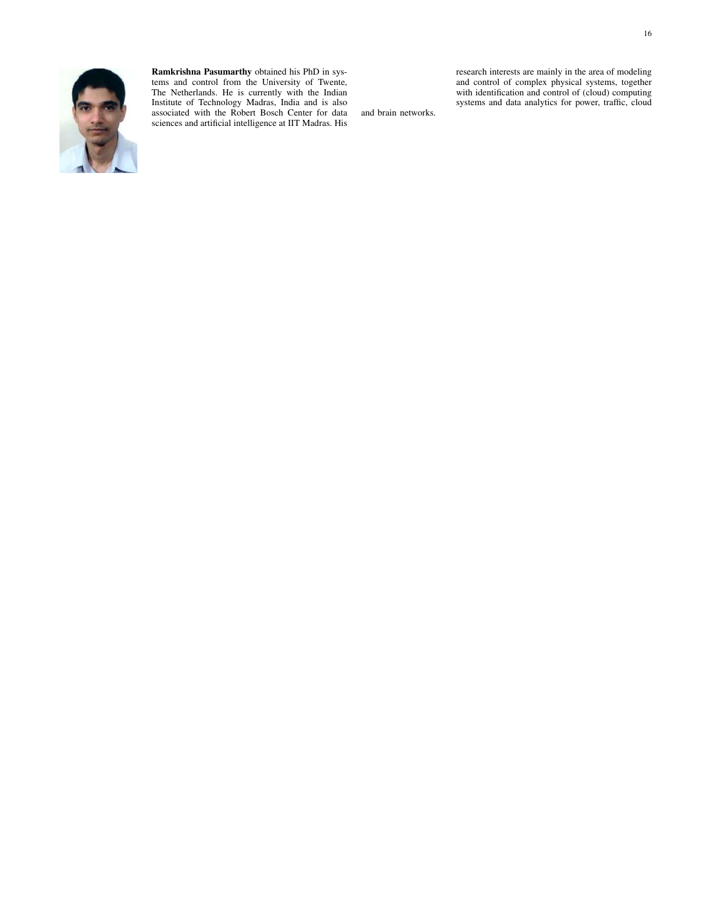**Ramkrishna Pasumarthy** obtained his PhD in systems and control from the University of Twente, The Netherlands. He is currently with the Indian Institute of Technology Madras, India and is also associated with the Robert Bosch Center for data sciences and artificial intelligence at IIT Madras. His research interests are mainly in the area of modeling and control of complex physical systems, together with identification and control of (cloud) computing systems and data analytics for power, traffic, cloud and brain networks.